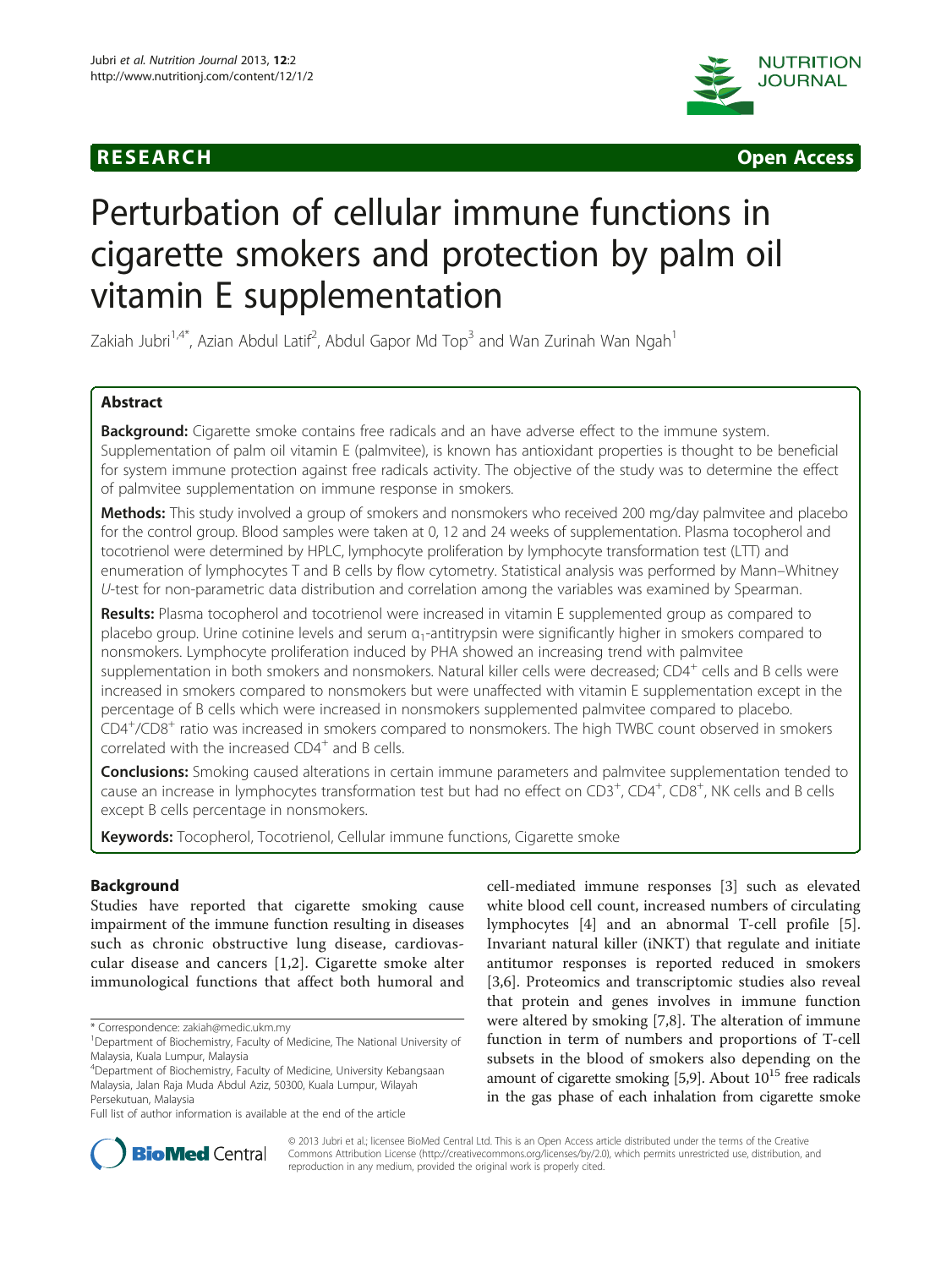**RESEARCH** **Open Access**

# Perturbation of cellular immune functions in cigarette smokers and protection by palm oil vitamin E supplementation

Zakiah Jubri[1,4*], Azian Abdul Latif[2], Abdul Gapor Md Top[3] and Wan Zurinah Wan Ngah[1]

## Abstract

**Background:** Cigarette smoke contains free radicals and an have adverse effect to the immune system. Supplementation of palm oil vitamin E (palmvitee), is known has antioxidant properties is thought to be beneficial for system immune protection against free radicals activity. The objective of the study was to determine the effect of palmvitee supplementation on immune response in smokers.

**Methods:** This study involved a group of smokers and nonsmokers who received 200 mg/day palmvitee and placebo for the control group. Blood samples were taken at 0, 12 and 24 weeks of supplementation. Plasma tocopherol and tocotrienol were determined by HPLC, lymphocyte proliferation by lymphocyte transformation test (LTT) and enumeration of lymphocytes T and B cells by flow cytometry. Statistical analysis was performed by Mann–Whitney *U*-test for non-parametric data distribution and correlation among the variables was examined by Spearman.

**Results:** Plasma tocopherol and tocotrienol were increased in vitamin E supplemented group as compared to placebo group. Urine cotinine levels and serum $\alpha_1$-antitrypsin were significantly higher in smokers compared to nonsmokers. Lymphocyte proliferation induced by PHA showed an increasing trend with palmvitee supplementation in both smokers and nonsmokers. Natural killer cells were decreased; $CD4^+$ cells and B cells were increased in smokers compared to nonsmokers but were unaffected with vitamin E supplementation except in the percentage of B cells which were increased in nonsmokers supplemented palmvitee compared to placebo. $CD4^+/CD8^+$ ratio was increased in smokers compared to nonsmokers. The high TWBC count observed in smokers correlated with the increased $CD4^+$ and B cells.

**Conclusions:** Smoking caused alterations in certain immune parameters and palmvitee supplementation tended to cause an increase in lymphocytes transformation test but had no effect on $CD3^+$, $CD4^+$, $CD8^+$, NK cells and B cells except B cells percentage in nonsmokers.

**Keywords:** Tocopherol, Tocotrienol, Cellular immune functions, Cigarette smoke

## Background

Studies have reported that cigarette smoking cause impairment of the immune function resulting in diseases such as chronic obstructive lung disease, cardiovascular disease and cancers [1,2]. Cigarette smoke alter immunological functions that affect both humoral and cell-mediated immune responses [3] such as elevated white blood cell count, increased numbers of circulating lymphocytes [4] and an abnormal T-cell profile [5]. Invariant natural killer (iNKT) that regulate and initiate antitumor responses is reported reduced in smokers [3,6]. Proteomics and transcriptomic studies also reveal that protein and genes involves in immune function were altered by smoking [7,8]. The alteration of immune function in term of numbers and proportions of T-cell subsets in the blood of smokers also depending on the amount of cigarette smoking [5,9]. About $10^{15}$ free radicals in the gas phase of each inhalation from cigarette smoke

\* Correspondence: zakiah@medic.ukm.my
[1]Department of Biochemistry, Faculty of Medicine, The National University of Malaysia, Kuala Lumpur, Malaysia
[4]Department of Biochemistry, Faculty of Medicine, University Kebangsaan Malaysia, Jalan Raja Muda Abdul Aziz, 50300, Kuala Lumpur, Wilayah Persekutuan, Malaysia
Full list of author information is available at the end of the article

© 2013 Jubri et al.; licensee BioMed Central Ltd. This is an Open Access article distributed under the terms of the Creative Commons Attribution License (http://creativecommons.org/licenses/by/2.0), which permits unrestricted use, distribution, and reproduction in any medium, provided the original work is properly cited.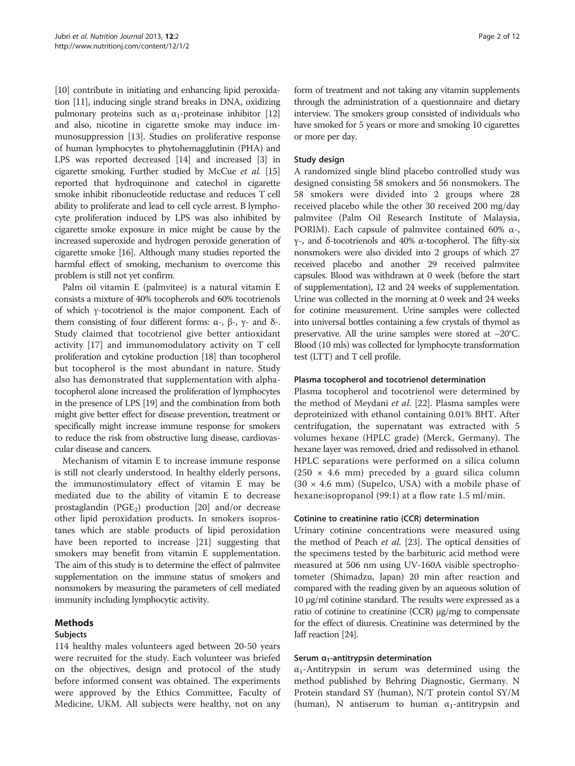[10] contribute in initiating and enhancing lipid peroxidation [11], inducing single strand breaks in DNA, oxidizing pulmonary proteins such as $\alpha_1$-proteinase inhibitor [12] and also, nicotine in cigarette smoke may induce immunosuppression [13]. Studies on proliferative response of human lymphocytes to phytohemagglutinin (PHA) and LPS was reported decreased [14] and increased [3] in cigarette smoking. Further studied by McCue *et al.* [15] reported that hydroquinone and catechol in cigarette smoke inhibit ribonucleotide reductase and reduces T cell ability to proliferate and lead to cell cycle arrest. B lymphocyte proliferation induced by LPS was also inhibited by cigarette smoke exposure in mice might be cause by the increased superoxide and hydrogen peroxide generation of cigarette smoke [16]. Although many studies reported the harmful effect of smoking, mechanism to overcome this problem is still not yet confirm.

Palm oil vitamin E (palmvitee) is a natural vitamin E consists a mixture of 40% tocopherols and 60% tocotrienols of which γ-tocotrienol is the major component. Each of them consisting of four different forms: α-, β-, γ- and δ-. Study claimed that tocotrienol give better antioxidant activity [17] and immunomodulatory activity on T cell proliferation and cytokine production [18] than tocopherol but tocopherol is the most abundant in nature. Study also has demonstrated that supplementation with alpha-tocopherol alone increased the proliferation of lymphocytes in the presence of LPS [19] and the combination from both might give better effect for disease prevention, treatment or specifically might increase immune response for smokers to reduce the risk from obstructive lung disease, cardiovascular disease and cancers.

Mechanism of vitamin E to increase immune response is still not clearly understood. In healthy elderly persons, the immunostimulatory effect of vitamin E may be mediated due to the ability of vitamin E to decrease prostaglandin ($PGE_2$) production [20] and/or decrease other lipid peroxidation products. In smokers isoprostanes which are stable products of lipid peroxidation have been reported to increase [21] suggesting that smokers may benefit from vitamin E supplementation. The aim of this study is to determine the effect of palmvitee supplementation on the immune status of smokers and nonsmokers by measuring the parameters of cell mediated immunity including lymphocytic activity.

## Methods

### Subjects

114 healthy males volunteers aged between 20-50 years were recruited for the study. Each volunteer was briefed on the objectives, design and protocol of the study before informed consent was obtained. The experiments were approved by the Ethics Committee, Faculty of Medicine, UKM. All subjects were healthy, not on any form of treatment and not taking any vitamin supplements through the administration of a questionnaire and dietary interview. The smokers group consisted of individuals who have smoked for 5 years or more and smoking 10 cigarettes or more per day.

### Study design

A randomized single blind placebo controlled study was designed consisting 58 smokers and 56 nonsmokers. The 58 smokers were divided into 2 groups where 28 received placebo while the other 30 received 200 mg/day palmvitee (Palm Oil Research Institute of Malaysia, PORIM). Each capsule of palmvitee contained 60% α-, γ-, and δ-tocotrienols and 40% α-tocopherol. The fifty-six nonsmokers were also divided into 2 groups of which 27 received placebo and another 29 received palmvitee capsules. Blood was withdrawn at 0 week (before the start of supplementation), 12 and 24 weeks of supplementation. Urine was collected in the morning at 0 week and 24 weeks for cotinine measurement. Urine samples were collected into universal bottles containing a few crystals of thymol as preservative. All the urine samples were stored at −20°C. Blood (10 mls) was collected for lymphocyte transformation test (LTT) and T cell profile.

### Plasma tocopherol and tocotrienol determination

Plasma tocopherol and tocotrienol were determined by the method of Meydani *et al.* [22]. Plasma samples were deproteinized with ethanol containing 0.01% BHT. After centrifugation, the supernatant was extracted with 5 volumes hexane (HPLC grade) (Merck, Germany). The hexane layer was removed, dried and redissolved in ethanol. HPLC separations were performed on a silica column (250 × 4.6 mm) preceded by a guard silica column (30 × 4.6 mm) (Supelco, USA) with a mobile phase of hexane:isopropanol (99:1) at a flow rate 1.5 ml/min.

### Cotinine to creatinine ratio (CCR) determination

Urinary cotinine concentrations were measured using the method of Peach *et al.* [23]. The optical densities of the specimens tested by the barbituric acid method were measured at 506 nm using UV-160A visible spectrophotometer (Shimadzu, Japan) 20 min after reaction and compared with the reading given by an aqueous solution of 10 μg/ml cotinine standard. The results were expressed as a ratio of cotinine to creatinine (CCR) μg/mg to compensate for the effect of diuresis. Creatinine was determined by the Jaff reaction [24].

### Serum $\alpha_1$-antitrypsin determination

$\alpha_1$-Antitrypsin in serum was determined using the method published by Behring Diagnostic, Germany. N Protein standard SY (human), N/T protein contol SY/M (human), N antiserum to human $\alpha_1$-antitrypsin and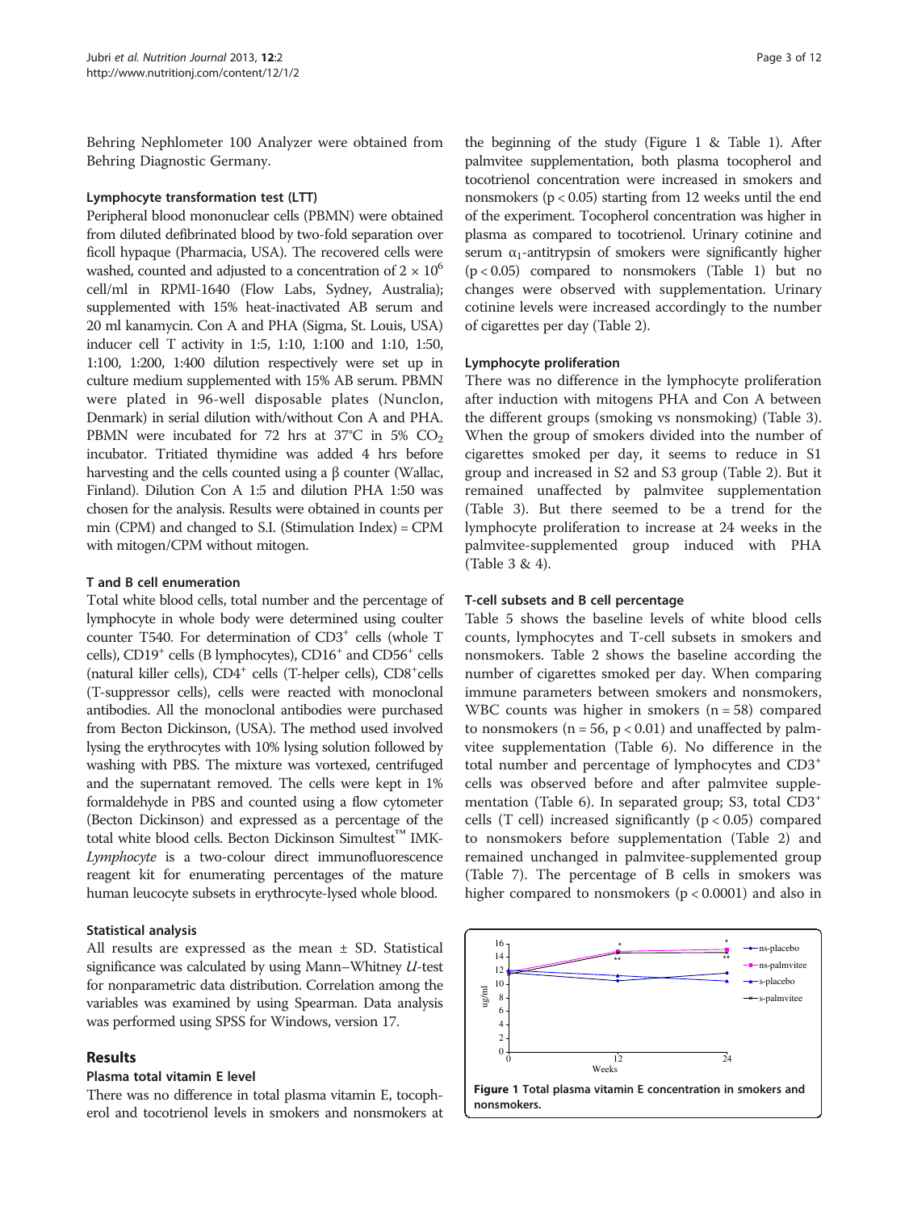Behring Nephlometer 100 Analyzer were obtained from Behring Diagnostic Germany.

### Lymphocyte transformation test (LTT)

Peripheral blood mononuclear cells (PBMN) were obtained from diluted defibrinated blood by two-fold separation over ficoll hypaque (Pharmacia, USA). The recovered cells were washed, counted and adjusted to a concentration of $2 \times 10^6$ cell/ml in RPMI-1640 (Flow Labs, Sydney, Australia); supplemented with 15% heat-inactivated AB serum and 20 ml kanamycin. Con A and PHA (Sigma, St. Louis, USA) inducer cell T activity in 1:5, 1:10, 1:100 and 1:10, 1:50, 1:100, 1:200, 1:400 dilution respectively were set up in culture medium supplemented with 15% AB serum. PBMN were plated in 96-well disposable plates (Nunclon, Denmark) in serial dilution with/without Con A and PHA. PBMN were incubated for 72 hrs at 37°C in 5% $CO_2$ incubator. Tritiated thymidine was added 4 hrs before harvesting and the cells counted using a β counter (Wallac, Finland). Dilution Con A 1:5 and dilution PHA 1:50 was chosen for the analysis. Results were obtained in counts per min (CPM) and changed to S.I. (Stimulation Index) = CPM with mitogen/CPM without mitogen.

### T and B cell enumeration

Total white blood cells, total number and the percentage of lymphocyte in whole body were determined using coulter counter T540. For determination of $CD3^+$ cells (whole T cells), $CD19^+$ cells (B lymphocytes), $CD16^+$ and $CD56^+$ cells (natural killer cells), $CD4^+$ cells (T-helper cells), $CD8^+$cells (T-suppressor cells), cells were reacted with monoclonal antibodies. All the monoclonal antibodies were purchased from Becton Dickinson, (USA). The method used involved lysing the erythrocytes with 10% lysing solution followed by washing with PBS. The mixture was vortexed, centrifuged and the supernatant removed. The cells were kept in 1% formaldehyde in PBS and counted using a flow cytometer (Becton Dickinson) and expressed as a percentage of the total white blood cells. Becton Dickinson Simultest™ IMK-*Lymphocyte* is a two-colour direct immunofluorescence reagent kit for enumerating percentages of the mature human leucocyte subsets in erythrocyte-lysed whole blood.

### Statistical analysis

All results are expressed as the mean ± SD. Statistical significance was calculated by using Mann–Whitney *U*-test for nonparametric data distribution. Correlation among the variables was examined by using Spearman. Data analysis was performed using SPSS for Windows, version 17.

## Results

### Plasma total vitamin E level

There was no difference in total plasma vitamin E, tocopherol and tocotrienol levels in smokers and nonsmokers at the beginning of the study (Figure 1 & Table 1). After palmvitee supplementation, both plasma tocopherol and tocotrienol concentration were increased in smokers and nonsmokers ($p < 0.05$) starting from 12 weeks until the end of the experiment. Tocopherol concentration was higher in plasma as compared to tocotrienol. Urinary cotinine and serum $\alpha_1$-antitrypsin of smokers were significantly higher ($p < 0.05$) compared to nonsmokers (Table 1) but no changes were observed with supplementation. Urinary cotinine levels were increased accordingly to the number of cigarettes per day (Table 2).

### Lymphocyte proliferation

There was no difference in the lymphocyte proliferation after induction with mitogens PHA and Con A between the different groups (smoking vs nonsmoking) (Table 3). When the group of smokers divided into the number of cigarettes smoked per day, it seems to reduce in S1 group and increased in S2 and S3 group (Table 2). But it remained unaffected by palmvitee supplementation (Table 3). But there seemed to be a trend for the lymphocyte proliferation to increase at 24 weeks in the palmvitee-supplemented group induced with PHA (Table 3 & 4).

### T-cell subsets and B cell percentage

Table 5 shows the baseline levels of white blood cells counts, lymphocytes and T-cell subsets in smokers and nonsmokers. Table 2 shows the baseline according the number of cigarettes smoked per day. When comparing immune parameters between smokers and nonsmokers, WBC counts was higher in smokers ($n = 58$) compared to nonsmokers ($n = 56$, $p < 0.01$) and unaffected by palmvitee supplementation (Table 6). No difference in the total number and percentage of lymphocytes and $CD3^+$ cells was observed before and after palmvitee supplementation (Table 6). In separated group; S3, total $CD3^+$ cells (T cell) increased significantly ($p < 0.05$) compared to nonsmokers before supplementation (Table 2) and remained unchanged in palmvitee-supplemented group (Table 7). The percentage of B cells in smokers was higher compared to nonsmokers ($p < 0.0001$) and also in

**Figure 1 Total plasma vitamin E concentration in smokers and nonsmokers.**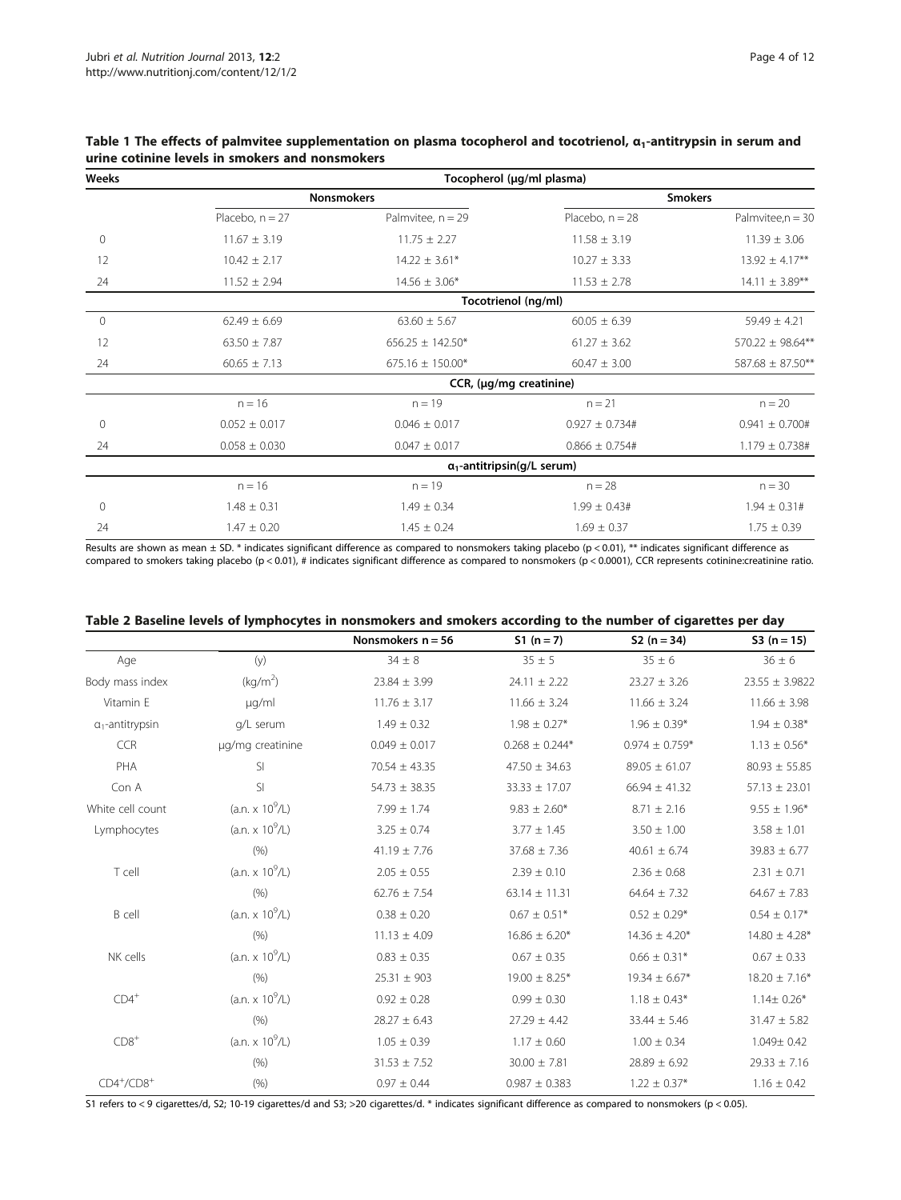**Table 1 The effects of palmvitee supplementation on plasma tocopherol and tocotrienol, $\alpha_1$-antitrypsin in serum and urine cotinine levels in smokers and nonsmokers**

| Weeks | Tocopherol (μg/ml plasma) | | | |
|---|---|---|---|---|
| | Nonsmokers | | Smokers | |
| | Placebo, n = 27 | Palmvitee, n = 29 | Placebo, n = 28 | Palmvitee,n = 30 |
| 0 | 11.67 ± 3.19 | 11.75 ± 2.27 | 11.58 ± 3.19 | 11.39 ± 3.06 |
| 12 | 10.42 ± 2.17 | 14.22 ± 3.61* | 10.27 ± 3.33 | 13.92 ± 4.17** |
| 24 | 11.52 ± 2.94 | 14.56 ± 3.06* | 11.53 ± 2.78 | 14.11 ± 3.89** |
| | Tocotrienol (ng/ml) | | | |
| 0 | 62.49 ± 6.69 | 63.60 ± 5.67 | 60.05 ± 6.39 | 59.49 ± 4.21 |
| 12 | 63.50 ± 7.87 | 656.25 ± 142.50* | 61.27 ± 3.62 | 570.22 ± 98.64** |
| 24 | 60.65 ± 7.13 | 675.16 ± 150.00* | 60.47 ± 3.00 | 587.68 ± 87.50** |
| | CCR, (μg/mg creatinine) | | | |
| | n = 16 | n = 19 | n = 21 | n = 20 |
| 0 | 0.052 ± 0.017 | 0.046 ± 0.017 | 0.927 ± 0.734# | 0.941 ± 0.700# |
| 24 | 0.058 ± 0.030 | 0.047 ± 0.017 | 0.866 ± 0.754# | 1.179 ± 0.738# |
| | $\alpha_1$-antitripsin(g/L serum) | | | |
| | n = 16 | n = 19 | n = 28 | n = 30 |
| 0 | 1.48 ± 0.31 | 1.49 ± 0.34 | 1.99 ± 0.43# | 1.94 ± 0.31# |
| 24 | 1.47 ± 0.20 | 1.45 ± 0.24 | 1.69 ± 0.37 | 1.75 ± 0.39 |

Results are shown as mean ± SD. * indicates significant difference as compared to nonsmokers taking placebo ($p < 0.01$), ** indicates significant difference as compared to smokers taking placebo ($p < 0.01$), # indicates significant difference as compared to nonsmokers ($p < 0.0001$), CCR represents cotinine:creatinine ratio.

**Table 2 Baseline levels of lymphocytes in nonsmokers and smokers according to the number of cigarettes per day**

| | | Nonsmokers n = 56 | S1 (n = 7) | S2 (n = 34) | S3 (n = 15) |
|---|---|---|---|---|---|
| Age | (y) | 34 ± 8 | 35 ± 5 | 35 ± 6 | 36 ± 6 |
| Body mass index | (kg/m$^2$) | 23.84 ± 3.99 | 24.11 ± 2.22 | 23.27 ± 3.26 | 23.55 ± 3.9822 |
| Vitamin E | μg/ml | 11.76 ± 3.17 | 11.66 ± 3.24 | 11.66 ± 3.24 | 11.66 ± 3.98 |
| $\alpha_1$-antitrypsin | g/L serum | 1.49 ± 0.32 | 1.98 ± 0.27* | 1.96 ± 0.39* | 1.94 ± 0.38* |
| CCR | μg/mg creatinine | 0.049 ± 0.017 | 0.268 ± 0.244* | 0.974 ± 0.759* | 1.13 ± 0.56* |
| PHA | SI | 70.54 ± 43.35 | 47.50 ± 34.63 | 89.05 ± 61.07 | 80.93 ± 55.85 |
| Con A | SI | 54.73 ± 38.35 | 33.33 ± 17.07 | 66.94 ± 41.32 | 57.13 ± 23.01 |
| White cell count | (a.n. x 10$^9$/L) | 7.99 ± 1.74 | 9.83 ± 2.60* | 8.71 ± 2.16 | 9.55 ± 1.96* |
| Lymphocytes | (a.n. x 10$^9$/L) | 3.25 ± 0.74 | 3.77 ± 1.45 | 3.50 ± 1.00 | 3.58 ± 1.01 |
| | (%) | 41.19 ± 7.76 | 37.68 ± 7.36 | 40.61 ± 6.74 | 39.83 ± 6.77 |
| T cell | (a.n. x 10$^9$/L) | 2.05 ± 0.55 | 2.39 ± 0.10 | 2.36 ± 0.68 | 2.31 ± 0.71 |
| | (%) | 62.76 ± 7.54 | 63.14 ± 11.31 | 64.64 ± 7.32 | 64.67 ± 7.83 |
| B cell | (a.n. x 10$^9$/L) | 0.38 ± 0.20 | 0.67 ± 0.51* | 0.52 ± 0.29* | 0.54 ± 0.17* |
| | (%) | 11.13 ± 4.09 | 16.86 ± 6.20* | 14.36 ± 4.20* | 14.80 ± 4.28* |
| NK cells | (a.n. x 10$^9$/L) | 0.83 ± 0.35 | 0.67 ± 0.35 | 0.66 ± 0.31* | 0.67 ± 0.33 |
| | (%) | 25.31 ± 903 | 19.00 ± 8.25* | 19.34 ± 6.67* | 18.20 ± 7.16* |
| CD4$^+$ | (a.n. x 10$^9$/L) | 0.92 ± 0.28 | 0.99 ± 0.30 | 1.18 ± 0.43* | 1.14± 0.26* |
| | (%) | 28.27 ± 6.43 | 27.29 ± 4.42 | 33.44 ± 5.46 | 31.47 ± 5.82 |
| CD8$^+$ | (a.n. x 10$^9$/L) | 1.05 ± 0.39 | 1.17 ± 0.60 | 1.00 ± 0.34 | 1.049± 0.42 |
| | (%) | 31.53 ± 7.52 | 30.00 ± 7.81 | 28.89 ± 6.92 | 29.33 ± 7.16 |
| CD4$^+$/CD8$^+$ | (%) | 0.97 ± 0.44 | 0.987 ± 0.383 | 1.22 ± 0.37* | 1.16 ± 0.42 |

S1 refers to < 9 cigarettes/d, S2; 10-19 cigarettes/d and S3; >20 cigarettes/d. * indicates significant difference as compared to nonsmokers ($p < 0.05$).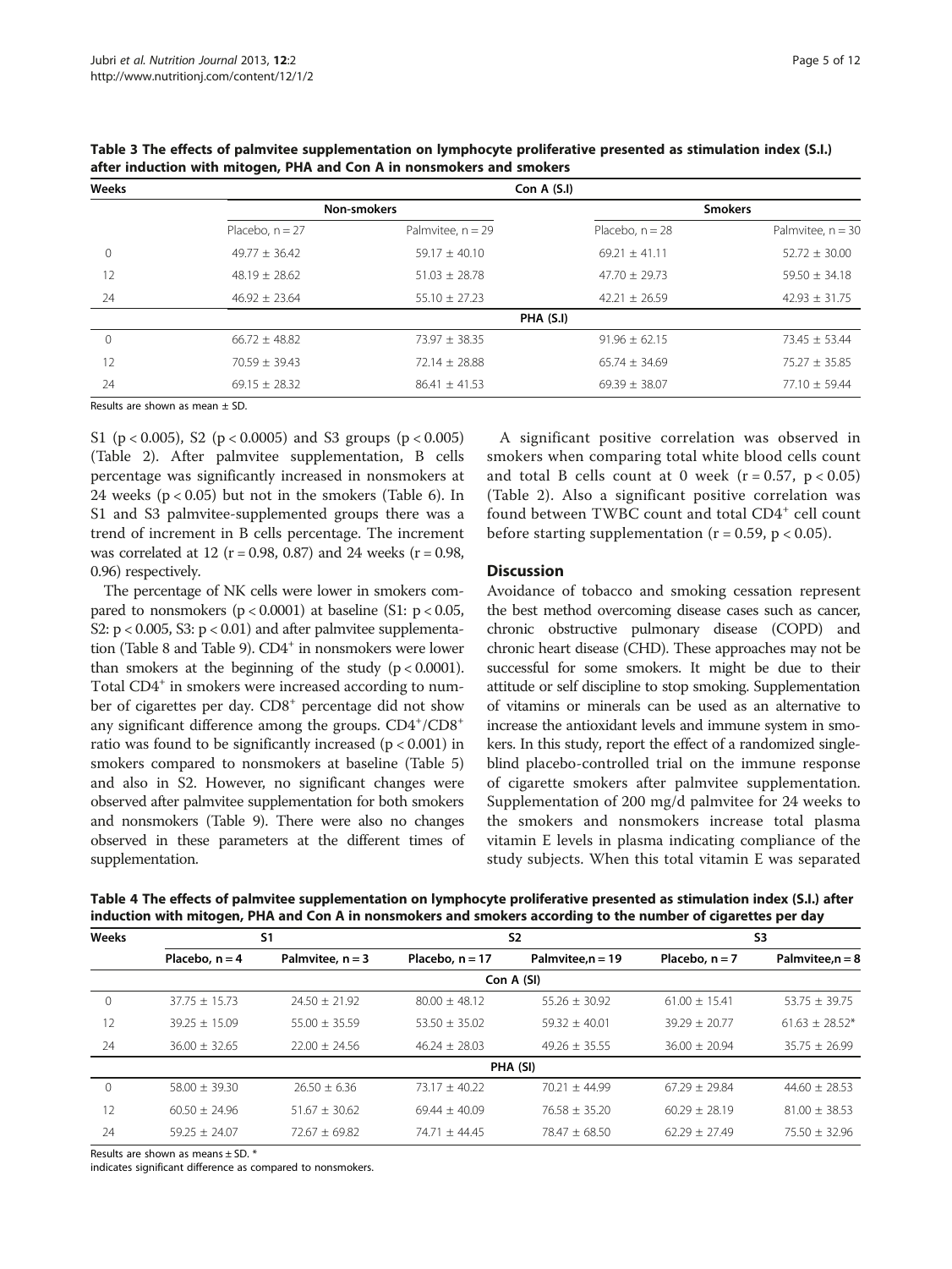**Table 3 The effects of palmvitee supplementation on lymphocyte proliferative presented as stimulation index (S.I.) after induction with mitogen, PHA and Con A in nonsmokers and smokers**

| Weeks | Con A (S.I) | | | |
|---|---|---|---|---|
| | Non-smokers | | Smokers | |
| | Placebo, n = 27 | Palmvitee, n = 29 | Placebo, n = 28 | Palmvitee, n = 30 |
| 0 | 49.77 ± 36.42 | 59.17 ± 40.10 | 69.21 ± 41.11 | 52.72 ± 30.00 |
| 12 | 48.19 ± 28.62 | 51.03 ± 28.78 | 47.70 ± 29.73 | 59.50 ± 34.18 |
| 24 | 46.92 ± 23.64 | 55.10 ± 27.23 | 42.21 ± 26.59 | 42.93 ± 31.75 |
| | PHA (S.I) | | | |
| 0 | 66.72 ± 48.82 | 73.97 ± 38.35 | 91.96 ± 62.15 | 73.45 ± 53.44 |
| 12 | 70.59 ± 39.43 | 72.14 ± 28.88 | 65.74 ± 34.69 | 75.27 ± 35.85 |
| 24 | 69.15 ± 28.32 | 86.41 ± 41.53 | 69.39 ± 38.07 | 77.10 ± 59.44 |

Results are shown as mean ± SD.

S1 ($p < 0.005$), S2 ($p < 0.0005$) and S3 groups ($p < 0.005$) (Table 2). After palmvitee supplementation, B cells percentage was significantly increased in nonsmokers at 24 weeks ($p < 0.05$) but not in the smokers (Table 6). In S1 and S3 palmvitee-supplemented groups there was a trend of increment in B cells percentage. The increment was correlated at 12 ($r = 0.98, 0.87$) and 24 weeks ($r = 0.98, 0.96$) respectively.

The percentage of NK cells were lower in smokers compared to nonsmokers ($p < 0.0001$) at baseline (S1: $p < 0.05$, S2: $p < 0.005$, S3: $p < 0.01$) and after palmvitee supplementation (Table 8 and Table 9). $CD4^+$ in nonsmokers were lower than smokers at the beginning of the study ($p < 0.0001$). Total $CD4^+$ in smokers were increased according to number of cigarettes per day. $CD8^+$ percentage did not show any significant difference among the groups. $CD4^+/CD8^+$ ratio was found to be significantly increased ($p < 0.001$) in smokers compared to nonsmokers at baseline (Table 5) and also in S2. However, no significant changes were observed after palmvitee supplementation for both smokers and nonsmokers (Table 9). There were also no changes observed in these parameters at the different times of supplementation.

A significant positive correlation was observed in smokers when comparing total white blood cells count and total B cells count at 0 week ($r = 0.57$, $p < 0.05$) (Table 2). Also a significant positive correlation was found between TWBC count and total $CD4^+$ cell count before starting supplementation ($r = 0.59$, $p < 0.05$).

## Discussion

Avoidance of tobacco and smoking cessation represent the best method overcoming disease cases such as cancer, chronic obstructive pulmonary disease (COPD) and chronic heart disease (CHD). These approaches may not be successful for some smokers. It might be due to their attitude or self discipline to stop smoking. Supplementation of vitamins or minerals can be used as an alternative to increase the antioxidant levels and immune system in smokers. In this study, report the effect of a randomized single-blind placebo-controlled trial on the immune response of cigarette smokers after palmvitee supplementation. Supplementation of 200 mg/d palmvitee for 24 weeks to the smokers and nonsmokers increase total plasma vitamin E levels in plasma indicating compliance of the study subjects. When this total vitamin E was separated

**Table 4 The effects of palmvitee supplementation on lymphocyte proliferative presented as stimulation index (S.I.) after induction with mitogen, PHA and Con A in nonsmokers and smokers according to the number of cigarettes per day**

| Weeks | S1 | | S2 | | S3 | |
|---|---|---|---|---|---|---|
| | Placebo, n = 4 | Palmvitee, n = 3 | Placebo, n = 17 | Palmvitee,n = 19 | Placebo, n = 7 | Palmvitee,n = 8 |
| | Con A (SI) | | | | | |
| 0 | 37.75 ± 15.73 | 24.50 ± 21.92 | 80.00 ± 48.12 | 55.26 ± 30.92 | 61.00 ± 15.41 | 53.75 ± 39.75 |
| 12 | 39.25 ± 15.09 | 55.00 ± 35.59 | 53.50 ± 35.02 | 59.32 ± 40.01 | 39.29 ± 20.77 | 61.63 ± 28.52* |
| 24 | 36.00 ± 32.65 | 22.00 ± 24.56 | 46.24 ± 28.03 | 49.26 ± 35.55 | 36.00 ± 20.94 | 35.75 ± 26.99 |
| | PHA (SI) | | | | | |
| 0 | 58.00 ± 39.30 | 26.50 ± 6.36 | 73.17 ± 40.22 | 70.21 ± 44.99 | 67.29 ± 29.84 | 44.60 ± 28.53 |
| 12 | 60.50 ± 24.96 | 51.67 ± 30.62 | 69.44 ± 40.09 | 76.58 ± 35.20 | 60.29 ± 28.19 | 81.00 ± 38.53 |
| 24 | 59.25 ± 24.07 | 72.67 ± 69.82 | 74.71 ± 44.45 | 78.47 ± 68.50 | 62.29 ± 27.49 | 75.50 ± 32.96 |

Results are shown as means ± SD. *
indicates significant difference as compared to nonsmokers.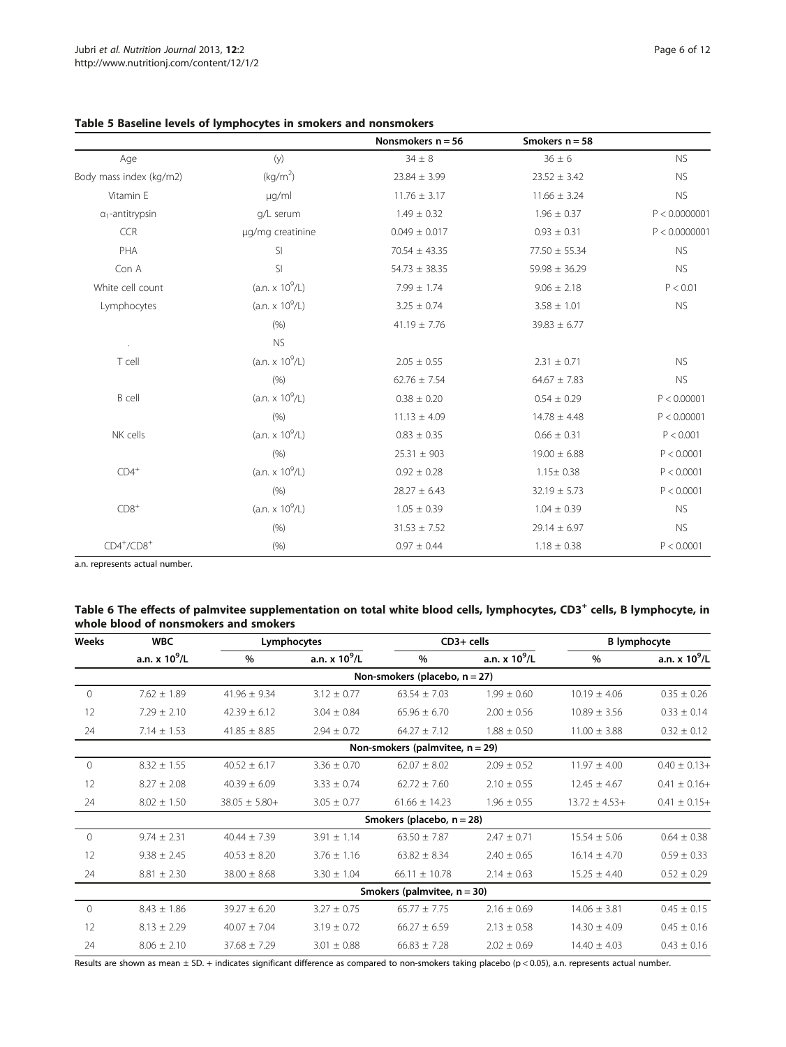**Table 5 Baseline levels of lymphocytes in smokers and nonsmokers**

| | | Nonsmokers n = 56 | Smokers n = 58 | |
|---|---|---|---|---|
| Age | (y) | 34 ± 8 | 36 ± 6 | NS |
| Body mass index (kg/m2) | (kg/m$^2$) | 23.84 ± 3.99 | 23.52 ± 3.42 | NS |
| Vitamin E | μg/ml | 11.76 ± 3.17 | 11.66 ± 3.24 | NS |
| $\alpha_1$-antitrypsin | g/L serum | 1.49 ± 0.32 | 1.96 ± 0.37 | P < 0.0000001 |
| CCR | μg/mg creatinine | 0.049 ± 0.017 | 0.93 ± 0.31 | P < 0.0000001 |
| PHA | SI | 70.54 ± 43.35 | 77.50 ± 55.34 | NS |
| Con A | SI | 54.73 ± 38.35 | 59.98 ± 36.29 | NS |
| White cell count | (a.n. x $10^9$/L) | 7.99 ± 1.74 | 9.06 ± 2.18 | P < 0.01 |
| Lymphocytes | (a.n. x $10^9$/L) | 3.25 ± 0.74 | 3.58 ± 1.01 | NS |
| | (%) | 41.19 ± 7.76 | 39.83 ± 6.77 | |
| . | NS | | | |
| T cell | (a.n. x $10^9$/L) | 2.05 ± 0.55 | 2.31 ± 0.71 | NS |
| | (%) | 62.76 ± 7.54 | 64.67 ± 7.83 | NS |
| B cell | (a.n. x $10^9$/L) | 0.38 ± 0.20 | 0.54 ± 0.29 | P < 0.00001 |
| | (%) | 11.13 ± 4.09 | 14.78 ± 4.48 | P < 0.00001 |
| NK cells | (a.n. x $10^9$/L) | 0.83 ± 0.35 | 0.66 ± 0.31 | P < 0.001 |
| | (%) | 25.31 ± 903 | 19.00 ± 6.88 | P < 0.0001 |
| CD4$^+$ | (a.n. x $10^9$/L) | 0.92 ± 0.28 | 1.15± 0.38 | P < 0.0001 |
| | (%) | 28.27 ± 6.43 | 32.19 ± 5.73 | P < 0.0001 |
| CD8$^+$ | (a.n. x $10^9$/L) | 1.05 ± 0.39 | 1.04 ± 0.39 | NS |
| | (%) | 31.53 ± 7.52 | 29.14 ± 6.97 | NS |
| CD4$^+$/CD8$^+$ | (%) | 0.97 ± 0.44 | 1.18 ± 0.38 | P < 0.0001 |

a.n. represents actual number.

**Table 6 The effects of palmvitee supplementation on total white blood cells, lymphocytes, CD3$^+$ cells, B lymphocyte, in whole blood of nonsmokers and smokers**

| Weeks | WBC | Lymphocytes | | CD3+ cells | | B lymphocyte | |
|---|---|---|---|---|---|---|---|
| | a.n. x $10^9$/L | % | a.n. x $10^9$/L | % | a.n. x $10^9$/L | % | a.n. x $10^9$/L |
| **Non-smokers (placebo, n = 27)** | | | | | | | |
| 0 | 7.62 ± 1.89 | 41.96 ± 9.34 | 3.12 ± 0.77 | 63.54 ± 7.03 | 1.99 ± 0.60 | 10.19 ± 4.06 | 0.35 ± 0.26 |
| 12 | 7.29 ± 2.10 | 42.39 ± 6.12 | 3.04 ± 0.84 | 65.96 ± 6.70 | 2.00 ± 0.56 | 10.89 ± 3.56 | 0.33 ± 0.14 |
| 24 | 7.14 ± 1.53 | 41.85 ± 8.85 | 2.94 ± 0.72 | 64.27 ± 7.12 | 1.88 ± 0.50 | 11.00 ± 3.88 | 0.32 ± 0.12 |
| **Non-smokers (palmvitee, n = 29)** | | | | | | | |
| 0 | 8.32 ± 1.55 | 40.52 ± 6.17 | 3.36 ± 0.70 | 62.07 ± 8.02 | 2.09 ± 0.52 | 11.97 ± 4.00 | 0.40 ± 0.13+ |
| 12 | 8.27 ± 2.08 | 40.39 ± 6.09 | 3.33 ± 0.74 | 62.72 ± 7.60 | 2.10 ± 0.55 | 12.45 ± 4.67 | 0.41 ± 0.16+ |
| 24 | 8.02 ± 1.50 | 38.05 ± 5.80+ | 3.05 ± 0.77 | 61.66 ± 14.23 | 1.96 ± 0.55 | 13.72 ± 4.53+ | 0.41 ± 0.15+ |
| **Smokers (placebo, n = 28)** | | | | | | | |
| 0 | 9.74 ± 2.31 | 40.44 ± 7.39 | 3.91 ± 1.14 | 63.50 ± 7.87 | 2.47 ± 0.71 | 15.54 ± 5.06 | 0.64 ± 0.38 |
| 12 | 9.38 ± 2.45 | 40.53 ± 8.20 | 3.76 ± 1.16 | 63.82 ± 8.34 | 2.40 ± 0.65 | 16.14 ± 4.70 | 0.59 ± 0.33 |
| 24 | 8.81 ± 2.30 | 38.00 ± 8.68 | 3.30 ± 1.04 | 66.11 ± 10.78 | 2.14 ± 0.63 | 15.25 ± 4.40 | 0.52 ± 0.29 |
| **Smokers (palmvitee, n = 30)** | | | | | | | |
| 0 | 8.43 ± 1.86 | 39.27 ± 6.20 | 3.27 ± 0.75 | 65.77 ± 7.75 | 2.16 ± 0.69 | 14.06 ± 3.81 | 0.45 ± 0.15 |
| 12 | 8.13 ± 2.29 | 40.07 ± 7.04 | 3.19 ± 0.72 | 66.27 ± 6.59 | 2.13 ± 0.58 | 14.30 ± 4.09 | 0.45 ± 0.16 |
| 24 | 8.06 ± 2.10 | 37.68 ± 7.29 | 3.01 ± 0.88 | 66.83 ± 7.28 | 2.02 ± 0.69 | 14.40 ± 4.03 | 0.43 ± 0.16 |

Results are shown as mean ± SD. + indicates significant difference as compared to non-smokers taking placebo ($p < 0.05$), a.n. represents actual number.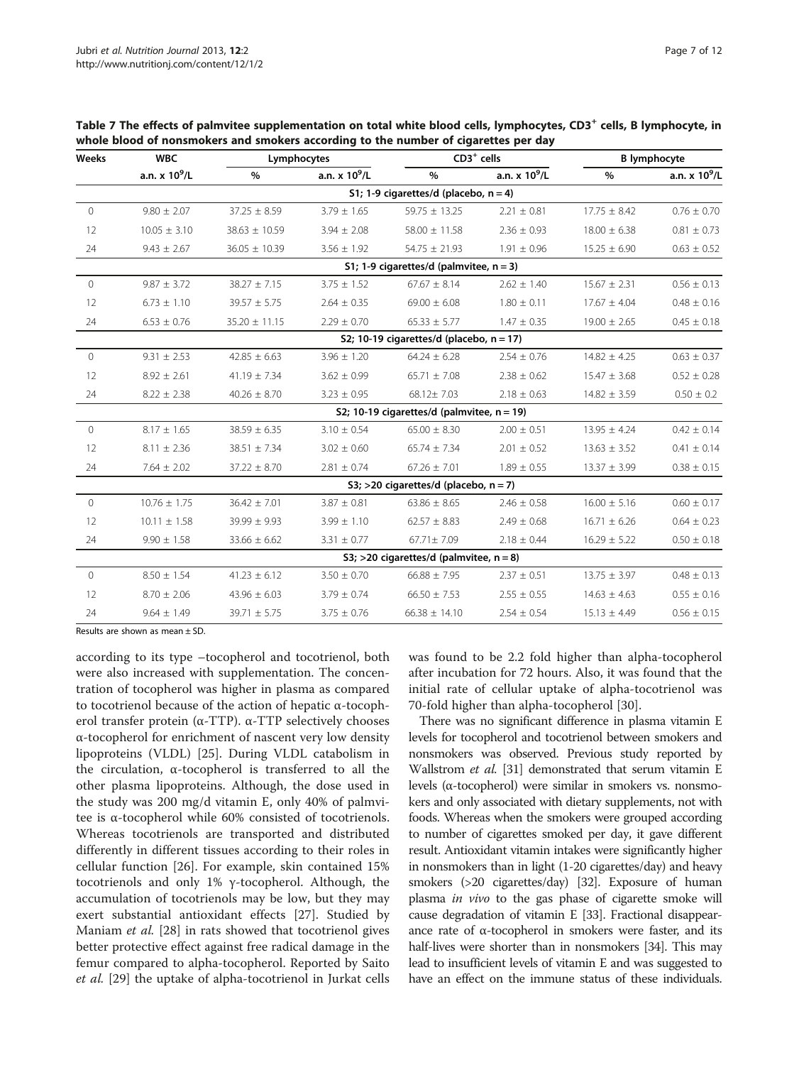**Table 7 The effects of palmvitee supplementation on total white blood cells, lymphocytes, $CD3^+$ cells, B lymphocyte, in whole blood of nonsmokers and smokers according to the number of cigarettes per day**

| Weeks | WBC | Lymphocytes | | $CD3^+$ cells | | B lymphocyte | |
|---|---|---|---|---|---|---|---|
| | a.n. x $10^9$/L | % | a.n. x $10^9$/L | % | a.n. x $10^9$/L | % | a.n. x $10^9$/L |
| | | | | **S1; 1-9 cigarettes/d (placebo, n = 4)** | | | |
| 0 | 9.80 ± 2.07 | 37.25 ± 8.59 | 3.79 ± 1.65 | 59.75 ± 13.25 | 2.21 ± 0.81 | 17.75 ± 8.42 | 0.76 ± 0.70 |
| 12 | 10.05 ± 3.10 | 38.63 ± 10.59 | 3.94 ± 2.08 | 58.00 ± 11.58 | 2.36 ± 0.93 | 18.00 ± 6.38 | 0.81 ± 0.73 |
| 24 | 9.43 ± 2.67 | 36.05 ± 10.39 | 3.56 ± 1.92 | 54.75 ± 21.93 | 1.91 ± 0.96 | 15.25 ± 6.90 | 0.63 ± 0.52 |
| | | | | **S1; 1-9 cigarettes/d (palmvitee, n = 3)** | | | |
| 0 | 9.87 ± 3.72 | 38.27 ± 7.15 | 3.75 ± 1.52 | 67.67 ± 8.14 | 2.62 ± 1.40 | 15.67 ± 2.31 | 0.56 ± 0.13 |
| 12 | 6.73 ± 1.10 | 39.57 ± 5.75 | 2.64 ± 0.35 | 69.00 ± 6.08 | 1.80 ± 0.11 | 17.67 ± 4.04 | 0.48 ± 0.16 |
| 24 | 6.53 ± 0.76 | 35.20 ± 11.15 | 2.29 ± 0.70 | 65.33 ± 5.77 | 1.47 ± 0.35 | 19.00 ± 2.65 | 0.45 ± 0.18 |
| | | | | **S2; 10-19 cigarettes/d (placebo, n = 17)** | | | |
| 0 | 9.31 ± 2.53 | 42.85 ± 6.63 | 3.96 ± 1.20 | 64.24 ± 6.28 | 2.54 ± 0.76 | 14.82 ± 4.25 | 0.63 ± 0.37 |
| 12 | 8.92 ± 2.61 | 41.19 ± 7.34 | 3.62 ± 0.99 | 65.71 ± 7.08 | 2.38 ± 0.62 | 15.47 ± 3.68 | 0.52 ± 0.28 |
| 24 | 8.22 ± 2.38 | 40.26 ± 8.70 | 3.23 ± 0.95 | 68.12± 7.03 | 2.18 ± 0.63 | 14.82 ± 3.59 | 0.50 ± 0.2 |
| | | | | **S2; 10-19 cigarettes/d (palmvitee, n = 19)** | | | |
| 0 | 8.17 ± 1.65 | 38.59 ± 6.35 | 3.10 ± 0.54 | 65.00 ± 8.30 | 2.00 ± 0.51 | 13.95 ± 4.24 | 0.42 ± 0.14 |
| 12 | 8.11 ± 2.36 | 38.51 ± 7.34 | 3.02 ± 0.60 | 65.74 ± 7.34 | 2.01 ± 0.52 | 13.63 ± 3.52 | 0.41 ± 0.14 |
| 24 | 7.64 ± 2.02 | 37.22 ± 8.70 | 2.81 ± 0.74 | 67.26 ± 7.01 | 1.89 ± 0.55 | 13.37 ± 3.99 | 0.38 ± 0.15 |
| | | | | **S3; >20 cigarettes/d (placebo, n = 7)** | | | |
| 0 | 10.76 ± 1.75 | 36.42 ± 7.01 | 3.87 ± 0.81 | 63.86 ± 8.65 | 2.46 ± 0.58 | 16.00 ± 5.16 | 0.60 ± 0.17 |
| 12 | 10.11 ± 1.58 | 39.99 ± 9.93 | 3.99 ± 1.10 | 62.57 ± 8.83 | 2.49 ± 0.68 | 16.71 ± 6.26 | 0.64 ± 0.23 |
| 24 | 9.90 ± 1.58 | 33.66 ± 6.62 | 3.31 ± 0.77 | 67.71± 7.09 | 2.18 ± 0.44 | 16.29 ± 5.22 | 0.50 ± 0.18 |
| | | | | **S3; >20 cigarettes/d (palmvitee, n = 8)** | | | |
| 0 | 8.50 ± 1.54 | 41.23 ± 6.12 | 3.50 ± 0.70 | 66.88 ± 7.95 | 2.37 ± 0.51 | 13.75 ± 3.97 | 0.48 ± 0.13 |
| 12 | 8.70 ± 2.06 | 43.96 ± 6.03 | 3.79 ± 0.74 | 66.50 ± 7.53 | 2.55 ± 0.55 | 14.63 ± 4.63 | 0.55 ± 0.16 |
| 24 | 9.64 ± 1.49 | 39.71 ± 5.75 | 3.75 ± 0.76 | 66.38 ± 14.10 | 2.54 ± 0.54 | 15.13 ± 4.49 | 0.56 ± 0.15 |

Results are shown as mean ± SD.

according to its type –tocopherol and tocotrienol, both were also increased with supplementation. The concentration of tocopherol was higher in plasma as compared to tocotrienol because of the action of hepatic α-tocopherol transfer protein (α-TTP). α-TTP selectively chooses α-tocopherol for enrichment of nascent very low density lipoproteins (VLDL) [25]. During VLDL catabolism in the circulation, α-tocopherol is transferred to all the other plasma lipoproteins. Although, the dose used in the study was 200 mg/d vitamin E, only 40% of palmvitee is α-tocopherol while 60% consisted of tocotrienols. Whereas tocotrienols are transported and distributed differently in different tissues according to their roles in cellular function [26]. For example, skin contained 15% tocotrienols and only 1% γ-tocopherol. Although, the accumulation of tocotrienols may be low, but they may exert substantial antioxidant effects [27]. Studied by Maniam *et al.* [28] in rats showed that tocotrienol gives better protective effect against free radical damage in the femur compared to alpha-tocopherol. Reported by Saito *et al.* [29] the uptake of alpha-tocotrienol in Jurkat cells was found to be 2.2 fold higher than alpha-tocopherol after incubation for 72 hours. Also, it was found that the initial rate of cellular uptake of alpha-tocotrienol was 70-fold higher than alpha-tocopherol [30].

There was no significant difference in plasma vitamin E levels for tocopherol and tocotrienol between smokers and nonsmokers was observed. Previous study reported by Wallstrom *et al.* [31] demonstrated that serum vitamin E levels (α-tocopherol) were similar in smokers vs. nonsmokers and only associated with dietary supplements, not with foods. Whereas when the smokers were grouped according to number of cigarettes smoked per day, it gave different result. Antioxidant vitamin intakes were significantly higher in nonsmokers than in light (1-20 cigarettes/day) and heavy smokers (>20 cigarettes/day) [32]. Exposure of human plasma *in vivo* to the gas phase of cigarette smoke will cause degradation of vitamin E [33]. Fractional disappearance rate of α-tocopherol in smokers were faster, and its half-lives were shorter than in nonsmokers [34]. This may lead to insufficient levels of vitamin E and was suggested to have an effect on the immune status of these individuals.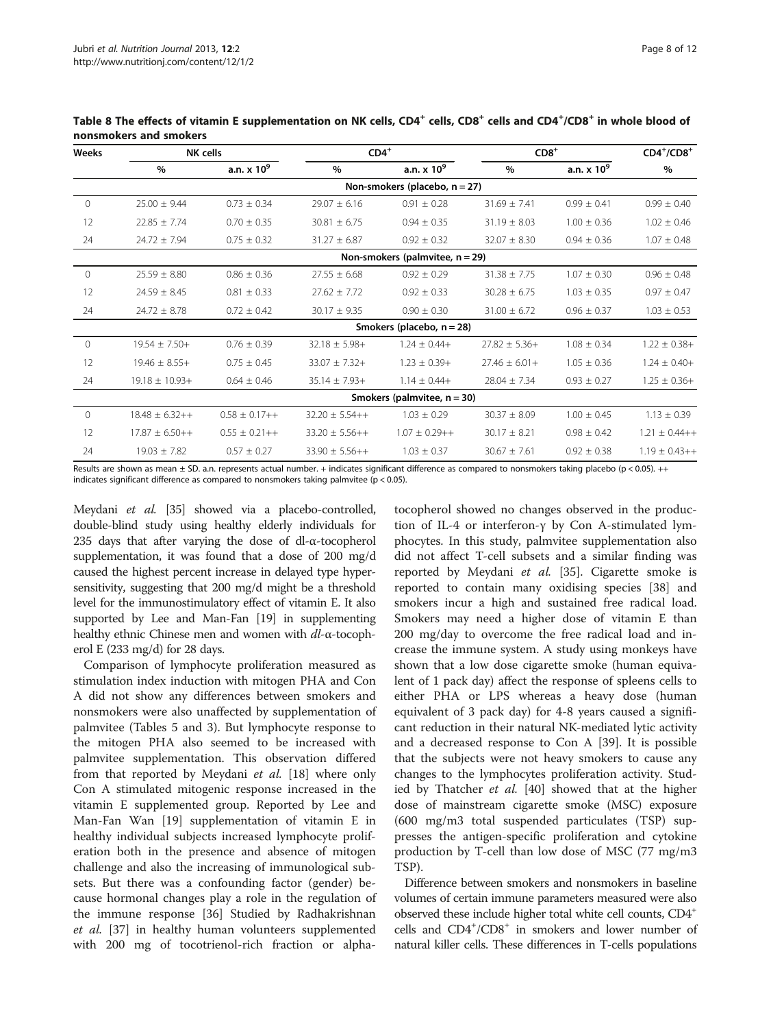**Table 8 The effects of vitamin E supplementation on NK cells, CD4$^+$ cells, CD8$^+$ cells and CD4$^+$/CD8$^+$ in whole blood of nonsmokers and smokers**

| Weeks | NK cells | | CD4$^+$ | | CD8$^+$ | | CD4$^+$/CD8$^+$ |
|---|---|---|---|---|---|---|---|
| | % | a.n. x $10^9$ | % | a.n. x $10^9$ | % | a.n. x $10^9$ | % |
| **Non-smokers (placebo, n = 27)** | | | | | | | |
| 0 | 25.00 ± 9.44 | 0.73 ± 0.34 | 29.07 ± 6.16 | 0.91 ± 0.28 | 31.69 ± 7.41 | 0.99 ± 0.41 | 0.99 ± 0.40 |
| 12 | 22.85 ± 7.74 | 0.70 ± 0.35 | 30.81 ± 6.75 | 0.94 ± 0.35 | 31.19 ± 8.03 | 1.00 ± 0.36 | 1.02 ± 0.46 |
| 24 | 24.72 ± 7.94 | 0.75 ± 0.32 | 31.27 ± 6.87 | 0.92 ± 0.32 | 32.07 ± 8.30 | 0.94 ± 0.36 | 1.07 ± 0.48 |
| **Non-smokers (palmvitee, n = 29)** | | | | | | | |
| 0 | 25.59 ± 8.80 | 0.86 ± 0.36 | 27.55 ± 6.68 | 0.92 ± 0.29 | 31.38 ± 7.75 | 1.07 ± 0.30 | 0.96 ± 0.48 |
| 12 | 24.59 ± 8.45 | 0.81 ± 0.33 | 27.62 ± 7.72 | 0.92 ± 0.33 | 30.28 ± 6.75 | 1.03 ± 0.35 | 0.97 ± 0.47 |
| 24 | 24.72 ± 8.78 | 0.72 ± 0.42 | 30.17 ± 9.35 | 0.90 ± 0.30 | 31.00 ± 6.72 | 0.96 ± 0.37 | 1.03 ± 0.53 |
| **Smokers (placebo, n = 28)** | | | | | | | |
| 0 | 19.54 ± 7.50+ | 0.76 ± 0.39 | 32.18 ± 5.98+ | 1.24 ± 0.44+ | 27.82 ± 5.36+ | 1.08 ± 0.34 | 1.22 ± 0.38+ |
| 12 | 19.46 ± 8.55+ | 0.75 ± 0.45 | 33.07 ± 7.32+ | 1.23 ± 0.39+ | 27.46 ± 6.01+ | 1.05 ± 0.36 | 1.24 ± 0.40+ |
| 24 | 19.18 ± 10.93+ | 0.64 ± 0.46 | 35.14 ± 7.93+ | 1.14 ± 0.44+ | 28.04 ± 7.34 | 0.93 ± 0.27 | 1.25 ± 0.36+ |
| **Smokers (palmvitee, n = 30)** | | | | | | | |
| 0 | 18.48 ± 6.32++ | 0.58 ± 0.17++ | 32.20 ± 5.54++ | 1.03 ± 0.29 | 30.37 ± 8.09 | 1.00 ± 0.45 | 1.13 ± 0.39 |
| 12 | 17.87 ± 6.50++ | 0.55 ± 0.21++ | 33.20 ± 5.56++ | 1.07 ± 0.29++ | 30.17 ± 8.21 | 0.98 ± 0.42 | 1.21 ± 0.44++ |
| 24 | 19.03 ± 7.82 | 0.57 ± 0.27 | 33.90 ± 5.56++ | 1.03 ± 0.37 | 30.67 ± 7.61 | 0.92 ± 0.38 | 1.19 ± 0.43++ |

Results are shown as mean ± SD. a.n. represents actual number. + indicates significant difference as compared to nonsmokers taking placebo ($p < 0.05$). ++ indicates significant difference as compared to nonsmokers taking palmvitee ($p < 0.05$).

Meydani *et al.* [35] showed via a placebo-controlled, double-blind study using healthy elderly individuals for 235 days that after varying the dose of dl-α-tocopherol supplementation, it was found that a dose of 200 mg/d caused the highest percent increase in delayed type hypersensitivity, suggesting that 200 mg/d might be a threshold level for the immunostimulatory effect of vitamin E. It also supported by Lee and Man-Fan [19] in supplementing healthy ethnic Chinese men and women with *dl*-α-tocopherol E (233 mg/d) for 28 days.

Comparison of lymphocyte proliferation measured as stimulation index induction with mitogen PHA and Con A did not show any differences between smokers and nonsmokers were also unaffected by supplementation of palmvitee (Tables 5 and 3). But lymphocyte response to the mitogen PHA also seemed to be increased with palmvitee supplementation. This observation differed from that reported by Meydani *et al.* [18] where only Con A stimulated mitogenic response increased in the vitamin E supplemented group. Reported by Lee and Man-Fan Wan [19] supplementation of vitamin E in healthy individual subjects increased lymphocyte proliferation both in the presence and absence of mitogen challenge and also the increasing of immunological subsets. But there was a confounding factor (gender) because hormonal changes play a role in the regulation of the immune response [36] Studied by Radhakrishnan *et al.* [37] in healthy human volunteers supplemented with 200 mg of tocotrienol-rich fraction or alpha-tocopherol showed no changes observed in the production of IL-4 or interferon-γ by Con A-stimulated lymphocytes. In this study, palmvitee supplementation also did not affect T-cell subsets and a similar finding was reported by Meydani *et al.* [35]. Cigarette smoke is reported to contain many oxidising species [38] and smokers incur a high and sustained free radical load. Smokers may need a higher dose of vitamin E than 200 mg/day to overcome the free radical load and increase the immune system. A study using monkeys have shown that a low dose cigarette smoke (human equivalent of 1 pack day) affect the response of spleens cells to either PHA or LPS whereas a heavy dose (human equivalent of 3 pack day) for 4-8 years caused a significant reduction in their natural NK-mediated lytic activity and a decreased response to Con A [39]. It is possible that the subjects were not heavy smokers to cause any changes to the lymphocytes proliferation activity. Studied by Thatcher *et al.* [40] showed that at the higher dose of mainstream cigarette smoke (MSC) exposure (600 mg/m3 total suspended particulates (TSP) suppresses the antigen-specific proliferation and cytokine production by T-cell than low dose of MSC (77 mg/m3 TSP).

Difference between smokers and nonsmokers in baseline volumes of certain immune parameters measured were also observed these include higher total white cell counts, CD4$^+$ cells and CD4$^+$/CD8$^+$ in smokers and lower number of natural killer cells. These differences in T-cells populations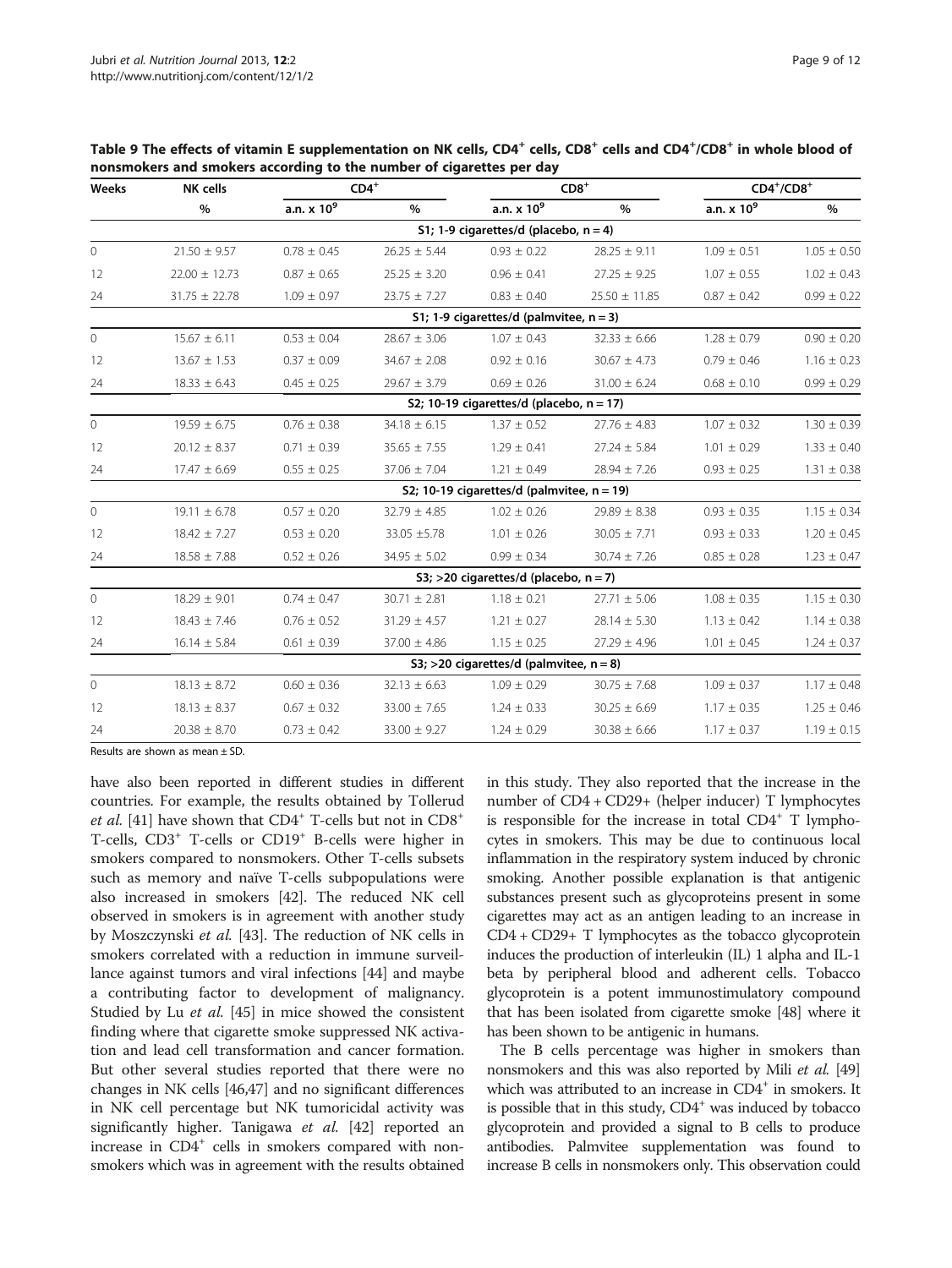**Table 9 The effects of vitamin E supplementation on NK cells, $CD4^+$ cells, $CD8^+$ cells and $CD4^+/CD8^+$ in whole blood of nonsmokers and smokers according to the number of cigarettes per day**

| Weeks | NK cells | $CD4^+$ | | $CD8^+$ | | $CD4^+/CD8^+$ | |
|---|---|---|---|---|---|---|---|
| | % | a.n. x $10^9$ | % | a.n. x $10^9$ | % | a.n. x $10^9$ | % |
| **S1; 1-9 cigarettes/d (placebo, n = 4)** | | | | | | | |
| 0 | 21.50 ± 9.57 | 0.78 ± 0.45 | 26.25 ± 5.44 | 0.93 ± 0.22 | 28.25 ± 9.11 | 1.09 ± 0.51 | 1.05 ± 0.50 |
| 12 | 22.00 ± 12.73 | 0.87 ± 0.65 | 25.25 ± 3.20 | 0.96 ± 0.41 | 27.25 ± 9.25 | 1.07 ± 0.55 | 1.02 ± 0.43 |
| 24 | 31.75 ± 22.78 | 1.09 ± 0.97 | 23.75 ± 7.27 | 0.83 ± 0.40 | 25.50 ± 11.85 | 0.87 ± 0.42 | 0.99 ± 0.22 |
| **S1; 1-9 cigarettes/d (palmvitee, n = 3)** | | | | | | | |
| 0 | 15.67 ± 6.11 | 0.53 ± 0.04 | 28.67 ± 3.06 | 1.07 ± 0.43 | 32.33 ± 6.66 | 1.28 ± 0.79 | 0.90 ± 0.20 |
| 12 | 13.67 ± 1.53 | 0.37 ± 0.09 | 34.67 ± 2.08 | 0.92 ± 0.16 | 30.67 ± 4.73 | 0.79 ± 0.46 | 1.16 ± 0.23 |
| 24 | 18.33 ± 6.43 | 0.45 ± 0.25 | 29.67 ± 3.79 | 0.69 ± 0.26 | 31.00 ± 6.24 | 0.68 ± 0.10 | 0.99 ± 0.29 |
| **S2; 10-19 cigarettes/d (placebo, n = 17)** | | | | | | | |
| 0 | 19.59 ± 6.75 | 0.76 ± 0.38 | 34.18 ± 6.15 | 1.37 ± 0.52 | 27.76 ± 4.83 | 1.07 ± 0.32 | 1.30 ± 0.39 |
| 12 | 20.12 ± 8.37 | 0.71 ± 0.39 | 35.65 ± 7.55 | 1.29 ± 0.41 | 27.24 ± 5.84 | 1.01 ± 0.29 | 1.33 ± 0.40 |
| 24 | 17.47 ± 6.69 | 0.55 ± 0.25 | 37.06 ± 7.04 | 1.21 ± 0.49 | 28.94 ± 7.26 | 0.93 ± 0.25 | 1.31 ± 0.38 |
| **S2; 10-19 cigarettes/d (palmvitee, n = 19)** | | | | | | | |
| 0 | 19.11 ± 6.78 | 0.57 ± 0.20 | 32.79 ± 4.85 | 1.02 ± 0.26 | 29.89 ± 8.38 | 0.93 ± 0.35 | 1.15 ± 0.34 |
| 12 | 18.42 ± 7.27 | 0.53 ± 0.20 | 33.05 ±5.78 | 1.01 ± 0.26 | 30.05 ± 7.71 | 0.93 ± 0.33 | 1.20 ± 0.45 |
| 24 | 18.58 ± 7.88 | 0.52 ± 0.26 | 34.95 ± 5.02 | 0.99 ± 0.34 | 30.74 ± 7.26 | 0.85 ± 0.28 | 1.23 ± 0.47 |
| **S3; >20 cigarettes/d (placebo, n = 7)** | | | | | | | |
| 0 | 18.29 ± 9.01 | 0.74 ± 0.47 | 30.71 ± 2.81 | 1.18 ± 0.21 | 27.71 ± 5.06 | 1.08 ± 0.35 | 1.15 ± 0.30 |
| 12 | 18.43 ± 7.46 | 0.76 ± 0.52 | 31.29 ± 4.57 | 1.21 ± 0.27 | 28.14 ± 5.30 | 1.13 ± 0.42 | 1.14 ± 0.38 |
| 24 | 16.14 ± 5.84 | 0.61 ± 0.39 | 37.00 ± 4.86 | 1.15 ± 0.25 | 27.29 ± 4.96 | 1.01 ± 0.45 | 1.24 ± 0.37 |
| **S3; >20 cigarettes/d (palmvitee, n = 8)** | | | | | | | |
| 0 | 18.13 ± 8.72 | 0.60 ± 0.36 | 32.13 ± 6.63 | 1.09 ± 0.29 | 30.75 ± 7.68 | 1.09 ± 0.37 | 1.17 ± 0.48 |
| 12 | 18.13 ± 8.37 | 0.67 ± 0.32 | 33.00 ± 7.65 | 1.24 ± 0.33 | 30.25 ± 6.69 | 1.17 ± 0.35 | 1.25 ± 0.46 |
| 24 | 20.38 ± 8.70 | 0.73 ± 0.42 | 33.00 ± 9.27 | 1.24 ± 0.29 | 30.38 ± 6.66 | 1.17 ± 0.37 | 1.19 ± 0.15 |

Results are shown as mean ± SD.

have also been reported in different studies in different countries. For example, the results obtained by Tollerud *et al.* [41] have shown that $CD4^+$ T-cells but not in $CD8^+$ T-cells, $CD3^+$ T-cells or $CD19^+$ B-cells were higher in smokers compared to nonsmokers. Other T-cells subsets such as memory and naïve T-cells subpopulations were also increased in smokers [42]. The reduced NK cell observed in smokers is in agreement with another study by Moszczynski *et al.* [43]. The reduction of NK cells in smokers correlated with a reduction in immune surveillance against tumors and viral infections [44] and maybe a contributing factor to development of malignancy. Studied by Lu *et al.* [45] in mice showed the consistent finding where that cigarette smoke suppressed NK activation and lead cell transformation and cancer formation. But other several studies reported that there were no changes in NK cells [46,47] and no significant differences in NK cell percentage but NK tumoricidal activity was significantly higher. Tanigawa *et al.* [42] reported an increase in $CD4^+$ cells in smokers compared with nonsmokers which was in agreement with the results obtained in this study. They also reported that the increase in the number of CD4 + CD29+ (helper inducer) T lymphocytes is responsible for the increase in total $CD4^+$ T lymphocytes in smokers. This may be due to continuous local inflammation in the respiratory system induced by chronic smoking. Another possible explanation is that antigenic substances present such as glycoproteins present in some cigarettes may act as an antigen leading to an increase in CD4 + CD29+ T lymphocytes as the tobacco glycoprotein induces the production of interleukin (IL) 1 alpha and IL-1 beta by peripheral blood and adherent cells. Tobacco glycoprotein is a potent immunostimulatory compound that has been isolated from cigarette smoke [48] where it has been shown to be antigenic in humans.

The B cells percentage was higher in smokers than nonsmokers and this was also reported by Mili *et al.* [49] which was attributed to an increase in $CD4^+$ in smokers. It is possible that in this study, $CD4^+$ was induced by tobacco glycoprotein and provided a signal to B cells to produce antibodies. Palmvitee supplementation was found to increase B cells in nonsmokers only. This observation could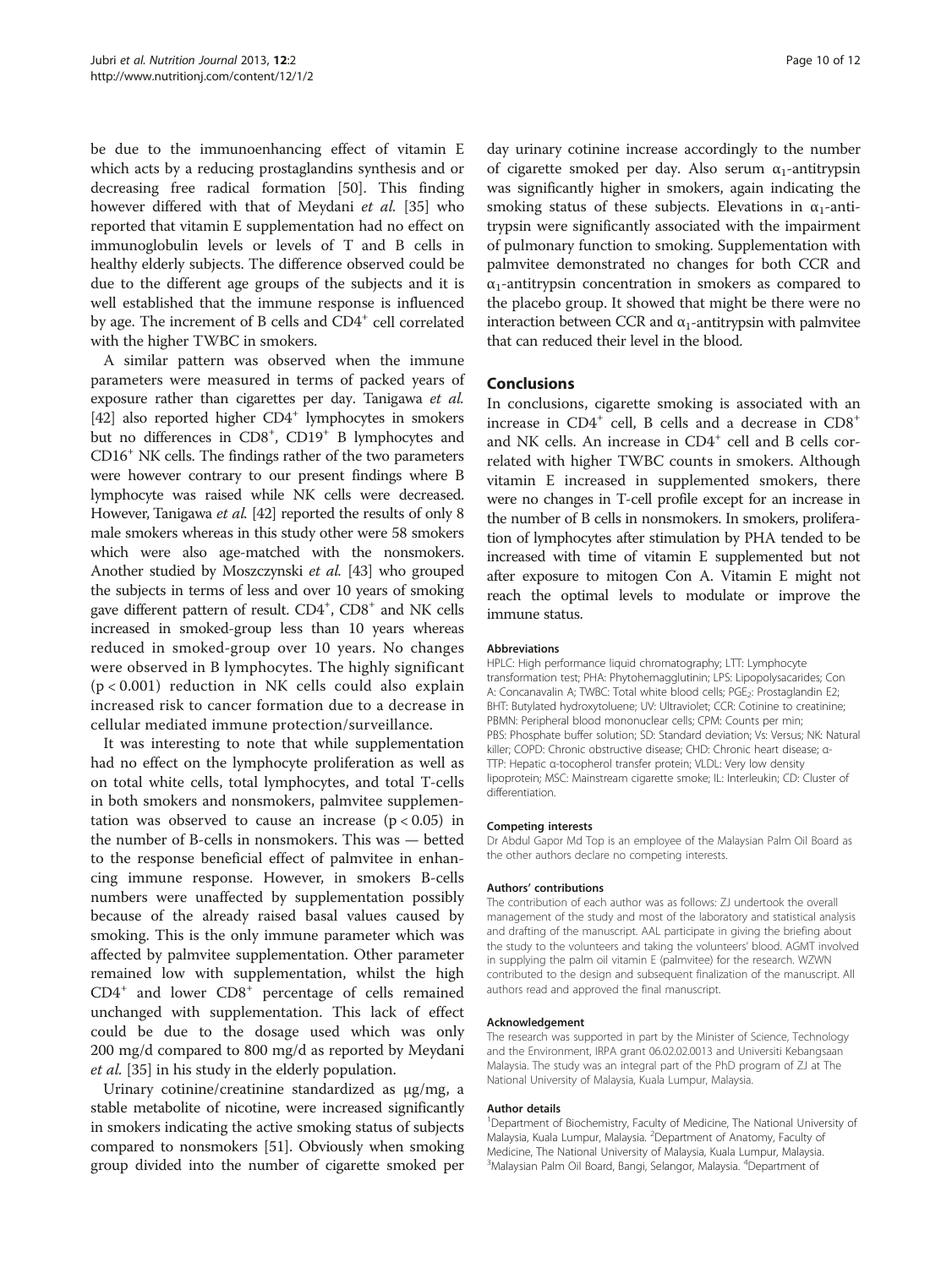be due to the immunoenhancing effect of vitamin E which acts by a reducing prostaglandins synthesis and or decreasing free radical formation [50]. This finding however differed with that of Meydani *et al.* [35] who reported that vitamin E supplementation had no effect on immunoglobulin levels or levels of T and B cells in healthy elderly subjects. The difference observed could be due to the different age groups of the subjects and it is well established that the immune response is influenced by age. The increment of B cells and $CD4^+$ cell correlated with the higher TWBC in smokers.

A similar pattern was observed when the immune parameters were measured in terms of packed years of exposure rather than cigarettes per day. Tanigawa *et al.* [42] also reported higher $CD4^+$ lymphocytes in smokers but no differences in $CD8^+$, $CD19^+$ B lymphocytes and $CD16^+$ NK cells. The findings rather of the two parameters were however contrary to our present findings where B lymphocyte was raised while NK cells were decreased. However, Tanigawa *et al.* [42] reported the results of only 8 male smokers whereas in this study other were 58 smokers which were also age-matched with the nonsmokers. Another studied by Moszczynski *et al.* [43] who grouped the subjects in terms of less and over 10 years of smoking gave different pattern of result. $CD4^+$, $CD8^+$ and NK cells increased in smoked-group less than 10 years whereas reduced in smoked-group over 10 years. No changes were observed in B lymphocytes. The highly significant ($p < 0.001$) reduction in NK cells could also explain increased risk to cancer formation due to a decrease in cellular mediated immune protection/surveillance.

It was interesting to note that while supplementation had no effect on the lymphocyte proliferation as well as on total white cells, total lymphocytes, and total T-cells in both smokers and nonsmokers, palmvitee supplementation was observed to cause an increase ($p < 0.05$) in the number of B-cells in nonsmokers. This was — betted to the response beneficial effect of palmvitee in enhancing immune response. However, in smokers B-cells numbers were unaffected by supplementation possibly because of the already raised basal values caused by smoking. This is the only immune parameter which was affected by palmvitee supplementation. Other parameter remained low with supplementation, whilst the high $CD4^+$ and lower $CD8^+$ percentage of cells remained unchanged with supplementation. This lack of effect could be due to the dosage used which was only 200 mg/d compared to 800 mg/d as reported by Meydani *et al.* [35] in his study in the elderly population.

Urinary cotinine/creatinine standardized as μg/mg, a stable metabolite of nicotine, were increased significantly in smokers indicating the active smoking status of subjects compared to nonsmokers [51]. Obviously when smoking group divided into the number of cigarette smoked per day urinary cotinine increase accordingly to the number of cigarette smoked per day. Also serum $\alpha_1$-antitrypsin was significantly higher in smokers, again indicating the smoking status of these subjects. Elevations in $\alpha_1$-antitrypsin were significantly associated with the impairment of pulmonary function to smoking. Supplementation with palmvitee demonstrated no changes for both CCR and $\alpha_1$-antitrypsin concentration in smokers as compared to the placebo group. It showed that might be there were no interaction between CCR and $\alpha_1$-antitrypsin with palmvitee that can reduced their level in the blood.

## Conclusions

In conclusions, cigarette smoking is associated with an increase in $CD4^+$ cell, B cells and a decrease in $CD8^+$ and NK cells. An increase in $CD4^+$ cell and B cells correlated with higher TWBC counts in smokers. Although vitamin E increased in supplemented smokers, there were no changes in T-cell profile except for an increase in the number of B cells in nonsmokers. In smokers, proliferation of lymphocytes after stimulation by PHA tended to be increased with time of vitamin E supplemented but not after exposure to mitogen Con A. Vitamin E might not reach the optimal levels to modulate or improve the immune status.

#### Abbreviations

HPLC: High performance liquid chromatography; LTT: Lymphocyte transformation test; PHA: Phytohemagglutinin; LPS: Lipopolysacarides; Con A: Concanavalin A; TWBC: Total white blood cells; $PGE_2$: Prostaglandin E2; BHT: Butylated hydroxytoluene; UV: Ultraviolet; CCR: Cotinine to creatinine; PBMN: Peripheral blood mononuclear cells; CPM: Counts per min; PBS: Phosphate buffer solution; SD: Standard deviation; Vs: Versus; NK: Natural killer; COPD: Chronic obstructive disease; CHD: Chronic heart disease; α-TTP: Hepatic α-tocopherol transfer protein; VLDL: Very low density lipoprotein; MSC: Mainstream cigarette smoke; IL: Interleukin; CD: Cluster of differentiation.

#### Competing interests

Dr Abdul Gapor Md Top is an employee of the Malaysian Palm Oil Board as the other authors declare no competing interests.

#### Authors' contributions

The contribution of each author was as follows: ZJ undertook the overall management of the study and most of the laboratory and statistical analysis and drafting of the manuscript. AAL participate in giving the briefing about the study to the volunteers and taking the volunteers' blood. AGMT involved in supplying the palm oil vitamin E (palmvitee) for the research. WZWN contributed to the design and subsequent finalization of the manuscript. All authors read and approved the final manuscript.

#### Acknowledgement

The research was supported in part by the Minister of Science, Technology and the Environment, IRPA grant 06.02.02.0013 and Universiti Kebangsaan Malaysia. The study was an integral part of the PhD program of ZJ at The National University of Malaysia, Kuala Lumpur, Malaysia.

#### Author details

[1]Department of Biochemistry, Faculty of Medicine, The National University of Malaysia, Kuala Lumpur, Malaysia. [2]Department of Anatomy, Faculty of Medicine, The National University of Malaysia, Kuala Lumpur, Malaysia. [3]Malaysian Palm Oil Board, Bangi, Selangor, Malaysia. [4]Department of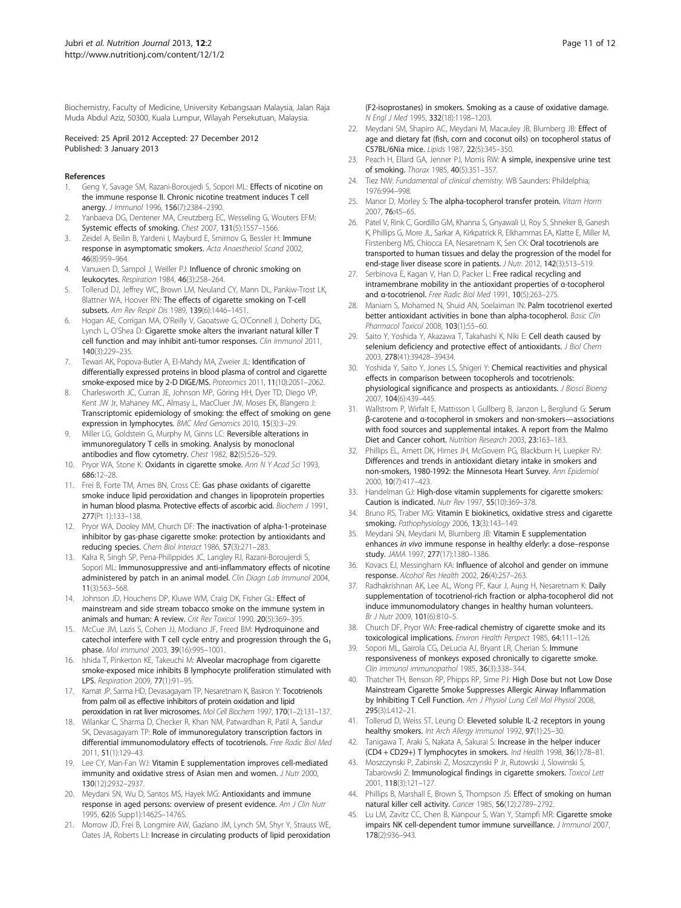Biochemistry, Faculty of Medicine, University Kebangsaan Malaysia, Jalan Raja Muda Abdul Aziz, 50300, Kuala Lumpur, Wilayah Persekutuan, Malaysia.

Received: 25 April 2012 Accepted: 27 December 2012
Published: 3 January 2013

## References

1. Geng Y, Savage SM, Razani-Boroujedi S, Sopori ML: **Effects of nicotine on the immune response II. Chronic nicotine treatment induces T cell anergy.** *J Immunol* 1996, **156**(7):2384–2390.
2. Yanbaeva DG, Dentener MA, Creutzberg EC, Wesseling G, Wouters EFM: **Systemic effects of smoking.** *Chest* 2007, **131**(5):1557–1566.
3. Zeidel A, Beilin B, Yardeni I, Mayburd E, Smirnov G, Bessler H: **Immune response in asymptomatic smokers.** *Acta Anaesthesiol Scand* 2002, **46**(8):959–964.
4. Vanuxen D, Sampol J, Weiller PJ: **Influence of chronic smoking on leukocytes.** *Respiration* 1984, **46**(3):258–264.
5. Tollerud DJ, Jeffrey WC, Brown LM, Neuland CY, Mann DL, Pankiw-Trost LK, Blattner WA, Hoover RN: **The effects of cigarette smoking on T-cell subsets.** *Am Rev Respir Dis* 1989, **139**(6):1446–1451.
6. Hogan AE, Corrigan MA, O'Reilly V, Gaoatswe G, O'Connell J, Doherty DG, Lynch L, O'Shea D: **Cigarette smoke alters the invariant natural killer T cell function and may inhibit anti-tumor responses.** *Clin Immunol* 2011, **140**(3):229–235.
7. Tewari AK, Popova-Butler A, El-Mahdy MA, Zweier JL: **Identification of differentially expressed proteins in blood plasma of control and cigarette smoke-exposed mice by 2-D DIGE/MS.** *Proteomics* 2011, **11**(10):2051–2062.
8. Charlesworth JC, Curran JE, Johnson MP, Göring HH, Dyer TD, Diego VP, Kent JW Jr, Mahaney MC, Almasy L, MacCluer JW, Moses EK, Blangero J: **Transcriptomic epidemiology of smoking: the effect of smoking on gene expression in lymphocytes.** *BMC Med Genomics* 2010, **15**(3):3–29.
9. Miller LG, Goldstein G, Murphy M, Ginns LC: **Reversible alterations in immunoregulatory T cells in smoking. Analysis by monoclonal antibodies and flow cytometry.** *Chest* 1982, **82**(5):526–529.
10. Pryor WA, Stone K: **Oxidants in cigarette smoke.** *Ann N Y Acad Sci* 1993, **686**:12–28.
11. Frei B, Forte TM, Ames BN, Cross CE: **Gas phase oxidants of cigarette smoke induce lipid peroxidation and changes in lipoprotein properties in human blood plasma. Protective effects of ascorbic acid.** *Biochem J* 1991, **277**(Pt 1):133–138.
12. Pryor WA, Dooley MM, Church DF: **The inactivation of alpha-1-proteinase inhibitor by gas-phase cigarette smoke: protection by antioxidants and reducing species.** *Chem Biol Interact* 1986, **57**(3):271–283.
13. Kalra R, Singh SP, Pena-Philippides JC, Langley RJ, Razani-Boroujerdi S, Sopori ML: **Immunosuppressive and anti-inflammatory effects of nicotine administered by patch in an animal model.** *Clin Diagn Lab Immunol* 2004, **11**(3):563–568.
14. Johnson JD, Houchens DP, Kluwe WM, Craig DK, Fisher GL: **Effect of mainstream and side stream tobacco smoke on the immune system in animals and human: A review.** *Crit Rev Toxicol* 1990, **20**(5):369–395.
15. McCue JM, Lazis S, Cohen JJ, Modiano JF, Freed BM: **Hydroquinone and catechol interfere with T cell cycle entry and progression through the $G_1$ phase.** *Mol immunol* 2003, **39**(16):995–1001.
16. Ishida T, Pinkerton KE, Takeuchi M: **Alveolar macrophage from cigarette smoke-exposed mice inhibits B lymphocyte proliferation stimulated with LPS.** *Respiration* 2009, **77**(1):91–95.
17. Kamat JP, Sarma HD, Devasagayam TP, Nesaretnam K, Basiron Y: **Tocotrienols from palm oil as effective inhibitors of protein oxidation and lipid peroxidation in rat liver microsomes.** *Mol Cell Biochem* 1997, **170**(1–2):131–137.
18. Wilankar C, Sharma D, Checker R, Khan NM, Patwardhan R, Patil A, Sandur SK, Devasagayam TP: **Role of immunoregulatory transcription factors in differential immunomodulatory effects of tocotrienols.** *Free Radic Biol Med* 2011, **51**(1):129–43.
19. Lee CY, Man-Fan WJ: **Vitamin E supplementation improves cell-mediated immunity and oxidative stress of Asian men and women.** *J Nutr* 2000, **130**(12):2932–2937.
20. Meydani SN, Wu D, Santos MS, Hayek MG: **Antioxidants and immune response in aged persons: overview of present evidence.** *Am J Clin Nutr* 1995, **62**(6 Supp1):1462S–1476S.
21. Morrow JD, Frei B, Longmire AW, Gaziano JM, Lynch SM, Shyr Y, Strauss WE, Oates JA, Roberts LJ: **Increase in circulating products of lipid peroxidation (F2-isoprostanes) in smokers. Smoking as a cause of oxidative damage.** *N Engl J Med* 1995, **332**(18):1198–1203.
22. Meydani SM, Shapiro AC, Meydani M, Macauley JB, Blumberg JB: **Effect of age and dietary fat (fish, corn and coconut oils) on tocopherol status of C57BL/6Nia mice.** *Lipids* 1987, **22**(5):345–350.
23. Peach H, Ellard GA, Jenner PJ, Morris RW: **A simple, inexpensive urine test of smoking.** *Thorax* 1985, **40**(5):351–357.
24. Tiez NW: *Fundamental of clinical chemistry*. WB Saunders: Phildelphia; 1976:994–998.
25. Manor D, Morley S: **The alpha-tocopherol transfer protein.** *Vitam Horm* 2007, **76**:45–65.
26. Patel V, Rink C, Gordillo GM, Khanna S, Gnyawali U, Roy S, Shneker B, Ganesh K, Phillips G, More JL, Sarkar A, Kirkpatrick R, Elkhammas EA, Klatte E, Miller M, Firstenberg MS, Chiocca EA, Nesaretnam K, Sen CK: **Oral tocotrienols are transported to human tissues and delay the progression of the model for end-stage liver disease score in patients.** *J Nutr.* 2012, **142**(3):513–519.
27. Serbinova E, Kagan V, Han D, Packer L: **Free radical recycling and intramembrane mobility in the antioxidant properties of α-tocopherol and α-tocotrienol.** *Free Radic Biol Med* 1991, **10**(5):263–275.
28. Maniam S, Mohamed N, Shuid AN, Soelaiman IN: **Palm tocotrienol exerted better antioxidant activities in bone than alpha-tocopherol.** *Basic Clin Pharmacol Toxicol* 2008, **103**(1):55–60.
29. Saito Y, Yoshida Y, Akazawa T, Takahashi K, Niki E: **Cell death caused by selenium deficiency and protective effect of antioxidants.** *J Biol Chem* 2003, **278**(41):39428–39434.
30. Yoshida Y, Saito Y, Jones LS, Shigeri Y: **Chemical reactivities and physical effects in comparison between tocopherols and tocotrienols: physiological significance and prospects as antioxidants.** *J Biosci Bioeng* 2007, **104**(6):439–445.
31. Wallstrom P, Wirfalt E, Mattisson I, Gullberg B, Janzon L, Berglund G: **Serum β-carotene and α-tocopherol in smokers and non-smokers—associations with food sources and supplemental intakes. A report from the Malmo Diet and Cancer cohort.** *Nutrition Research* 2003, **23**:163–183.
32. Phillips EL, Arnett DK, Himes JH, McGovern PG, Blackburn H, Luepker RV: **Differences and trends in antioxidant dietary intake in smokers and non-smokers, 1980-1992: the Minnesota Heart Survey.** *Ann Epidemiol* 2000, **10**(7):417–423.
33. Handelman GJ: **High-dose vitamin supplements for cigarette smokers: Caution is indicated.** *Nutr Rev* 1997, **55**(10):369–378.
34. Bruno RS, Traber MG: **Vitamin E biokinetics, oxidative stress and cigarette smoking.** *Pathophysiology* 2006, **13**(3):143–149.
35. Meydani SN, Meydani M, Blumberg JB: **Vitamin E supplementation enhances *in vivo* immune response in healthy elderly: a dose–response study.** *JAMA* 1997, **277**(17):1380–1386.
36. Kovacs EJ, Messingham KA: **Influence of alcohol and gender on immune response.** *Alcohol Res Health* 2002, **26**(4):257–263.
37. Radhakrishnan AK, Lee AL, Wong PF, Kaur J, Aung H, Nesaretnam K: **Daily supplementation of tocotrienol-rich fraction or alpha-tocopherol did not induce immunomodulatory changes in healthy human volunteers.** *Br J Nutr* 2009, **101**(6):810–5.
38. Church DF, Pryor WA: **Free-radical chemistry of cigarette smoke and its toxicological implications.** *Environ Health Perspect* 1985, **64**:111–126.
39. Sopori ML, Gairola CG, DeLucia AJ, Bryant LR, Cherian S: **Immune responsiveness of monkeys exposed chronically to cigarette smoke.** *Clin immunol immunopathol* 1985, **36**(3):338–344.
40. Thatcher TH, Benson RP, Phipps RP, Sime PJ: **High Dose but not Low Dose Mainstream Cigarette Smoke Suppresses Allergic Airway Inflammation by Inhibiting T Cell Function.** *Am J Physiol Lung Cell Mol Physiol* 2008, **295**(3):L412–21.
41. Tollerud D, Weiss ST, Leung D: **Eleveted soluble IL-2 receptors in young healthy smokers.** *Int Arch Allergy Immunol* 1992, **97**(1):25–30.
42. Tanigawa T, Araki S, Nakata A, Sakurai S: **Increase in the helper inducer (CD4 + CD29+) T lymphocytes in smokers.** *Ind Health* 1998, **36**(1):78–81.
43. Moszczynski P, Zabinski Z, Moszczynski P Jr, Rutowski J, Slowinski S, Tabarowski Z: **Immunological findings in cigarette smokers.** *Toxicol Lett* 2001, **118**(3):121–127.
44. Phillips B, Marshall E, Brown S, Thompson JS: **Effect of smoking on human natural killer cell activity.** *Cancer* 1985, **56**(12):2789–2792.
45. Lu LM, Zavitz CC, Chen B, Kianpour S, Wan Y, Stampfi MR: **Cigarette smoke impairs NK cell-dependent tumor immune surveillance.** *J Immunol* 2007, **178**(2):936–943.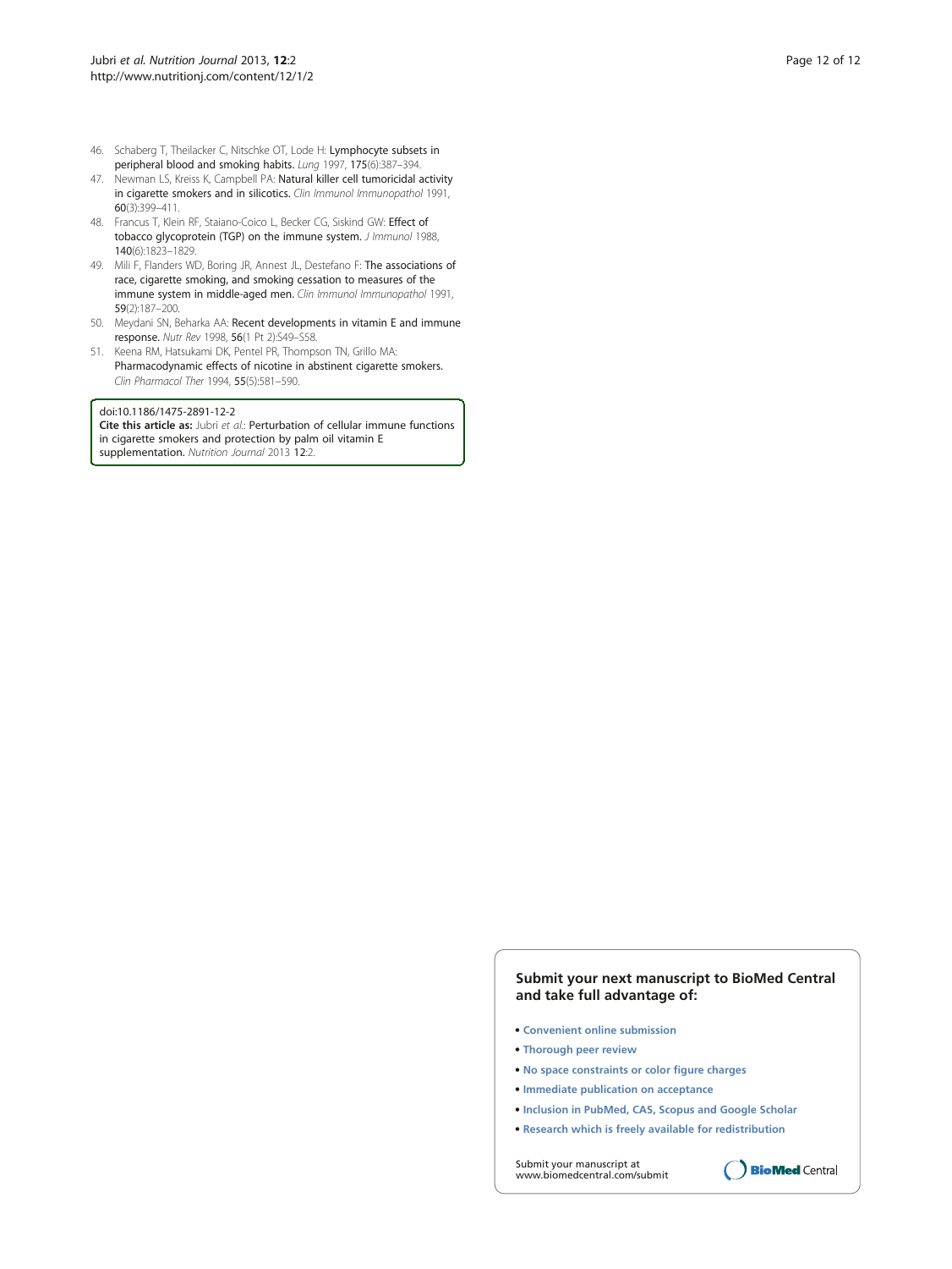46. Schaberg T, Theilacker C, Nitschke OT, Lode H: **Lymphocyte subsets in peripheral blood and smoking habits.** *Lung* 1997, **175**(6):387–394.
47. Newman LS, Kreiss K, Campbell PA: **Natural killer cell tumoricidal activity in cigarette smokers and in silicotics.** *Clin Immunol Immunopathol* 1991, **60**(3):399–411.
48. Francus T, Klein RF, Staiano-Coico L, Becker CG, Siskind GW: **Effect of tobacco glycoprotein (TGP) on the immune system.** *J Immunol* 1988, **140**(6):1823–1829.
49. Mili F, Flanders WD, Boring JR, Annest JL, Destefano F: **The associations of race, cigarette smoking, and smoking cessation to measures of the immune system in middle-aged men.** *Clin Immunol Immunopathol* 1991, **59**(2):187–200.
50. Meydani SN, Beharka AA: **Recent developments in vitamin E and immune response.** *Nutr Rev* 1998, **56**(1 Pt 2):S49–S58.
51. Keena RM, Hatsukami DK, Pentel PR, Thompson TN, Grillo MA: **Pharmacodynamic effects of nicotine in abstinent cigarette smokers.** *Clin Pharmacol Ther* 1994, **55**(5):581–590.

doi:10.1186/1475-2891-12-2
**Cite this article as:** Jubri *et al.*: Perturbation of cellular immune functions in cigarette smokers and protection by palm oil vitamin E supplementation. *Nutrition Journal* 2013 **12**:2.

**Submit your next manuscript to BioMed Central and take full advantage of:**

- **Convenient online submission**
- **Thorough peer review**
- **No space constraints or color figure charges**
- **Immediate publication on acceptance**
- **Inclusion in PubMed, CAS, Scopus and Google Scholar**
- **Research which is freely available for redistribution**

Submit your manuscript at
www.biomedcentral.com/submit

BioMed Central